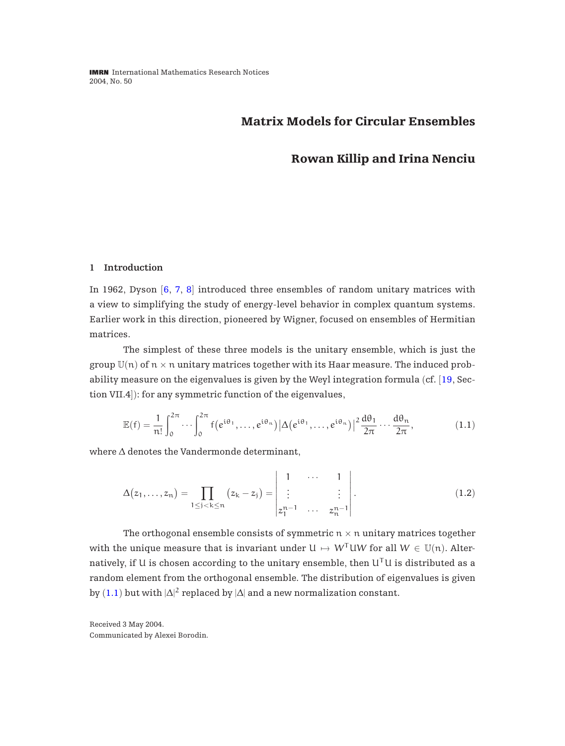IMRN International Mathematics Research Notices
2004, No. 50

# Matrix Models for Circular Ensembles

## Rowan Killip and Irina Nenciu

### 1 Introduction

In 1962, Dyson [6, 7, 8] introduced three ensembles of random unitary matrices with a view to simplifying the study of energy-level behavior in complex quantum systems. Earlier work in this direction, pioneered by Wigner, focused on ensembles of Hermitian matrices.

The simplest of these three models is the unitary ensemble, which is just the group $\mathbb{U}(n)$ of $n \times n$ unitary matrices together with its Haar measure. The induced probability measure on the eigenvalues is given by the Weyl integration formula (cf. [19, Section VII.4]): for any symmetric function of the eigenvalues,

$$\mathbb{E}(f) = \frac{1}{n!} \int_0^{2\pi} \cdots \int_0^{2\pi} f\big(e^{i\theta_1}, \dots, e^{i\theta_n}\big) \big|\Delta\big(e^{i\theta_1}, \dots, e^{i\theta_n}\big)\big|^2 \frac{d\theta_1}{2\pi} \cdots \frac{d\theta_n}{2\pi}, \tag{1.1}$$

where $\Delta$ denotes the Vandermonde determinant,

$$\Delta(z_1, \dots, z_n) = \prod_{1 \le j < k \le n} \big(z_k - z_j\big) = \begin{vmatrix} 1 & \cdots & 1 \\ \vdots & & \vdots \\ z_1^{n-1} & \cdots & z_n^{n-1} \end{vmatrix}. \tag{1.2}$$

The orthogonal ensemble consists of symmetric $n \times n$ unitary matrices together with the unique measure that is invariant under $U \mapsto W^T U W$ for all $W \in \mathbb{U}(n)$. Alternatively, if $U$ is chosen according to the unitary ensemble, then $U^T U$ is distributed as a random element from the orthogonal ensemble. The distribution of eigenvalues is given by (1.1) but with $|\Delta|^2$ replaced by $|\Delta|$ and a new normalization constant.

Received 3 May 2004.
Communicated by Alexei Borodin.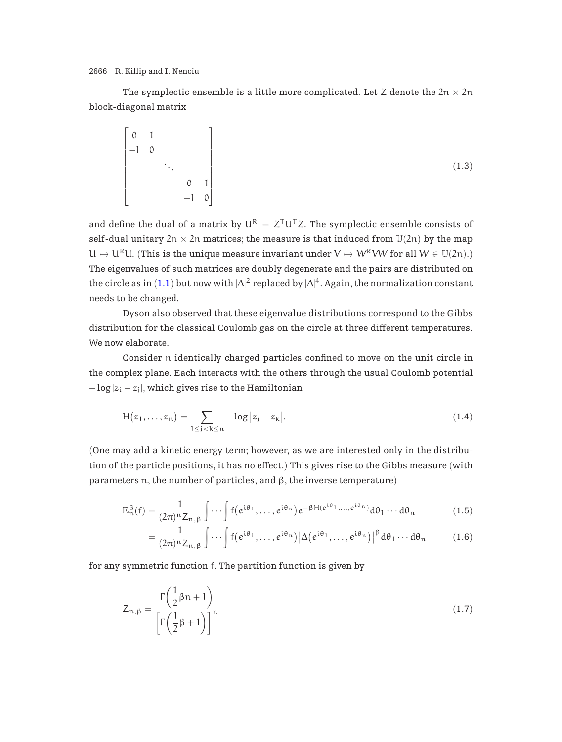The symplectic ensemble is a little more complicated. Let $Z$ denote the $2n \times 2n$ block-diagonal matrix

$$
\begin{bmatrix} 0 & 1 & & & \\ -1 & 0 & & & \\ & & \ddots & & \\ & & & 0 & 1 \\ & & & -1 & 0 \end{bmatrix} \tag{1.3}
$$

and define the dual of a matrix by $U^R = Z^T U^T Z$. The symplectic ensemble consists of self-dual unitary $2n \times 2n$ matrices; the measure is that induced from $\mathbb{U}(2n)$ by the map $U \mapsto U^R U$. (This is the unique measure invariant under $V \mapsto W^R V W$ for all $W \in \mathbb{U}(2n)$.) The eigenvalues of such matrices are doubly degenerate and the pairs are distributed on the circle as in (1.1) but now with $|\Delta|^2$ replaced by $|\Delta|^4$. Again, the normalization constant needs to be changed.

Dyson also observed that these eigenvalue distributions correspond to the Gibbs distribution for the classical Coulomb gas on the circle at three different temperatures. We now elaborate.

Consider $n$ identically charged particles confined to move on the unit circle in the complex plane. Each interacts with the others through the usual Coulomb potential $-\log|z_i - z_j|$, which gives rise to the Hamiltonian

$$
H(z_1, \ldots, z_n) = \sum_{1 \le j < k \le n} -\log\left|z_j - z_k\right|. \tag{1.4}
$$

(One may add a kinetic energy term; however, as we are interested only in the distribution of the particle positions, it has no effect.) This gives rise to the Gibbs measure (with parameters $n$, the number of particles, and $\beta$, the inverse temperature)

$$
\mathbb{E}_n^\beta(f) = \frac{1}{(2\pi)^n Z_{n,\beta}} \int \cdots \int f\left(e^{i\theta_1}, \ldots, e^{i\theta_n}\right) e^{-\beta H(e^{i\theta_1}, \ldots, e^{i\theta_n})} d\theta_1 \cdots d\theta_n \tag{1.5}
$$

$$
= \frac{1}{(2\pi)^n Z_{n,\beta}} \int \cdots \int f\left(e^{i\theta_1}, \ldots, e^{i\theta_n}\right) \left|\Delta\left(e^{i\theta_1}, \ldots, e^{i\theta_n}\right)\right|^\beta d\theta_1 \cdots d\theta_n \tag{1.6}
$$

for any symmetric function $f$. The partition function is given by

$$
Z_{n,\beta} = \frac{\Gamma\left(\frac{1}{2}\beta n + 1\right)}{\left[\Gamma\left(\frac{1}{2}\beta + 1\right)\right]^n} \tag{1.7}
$$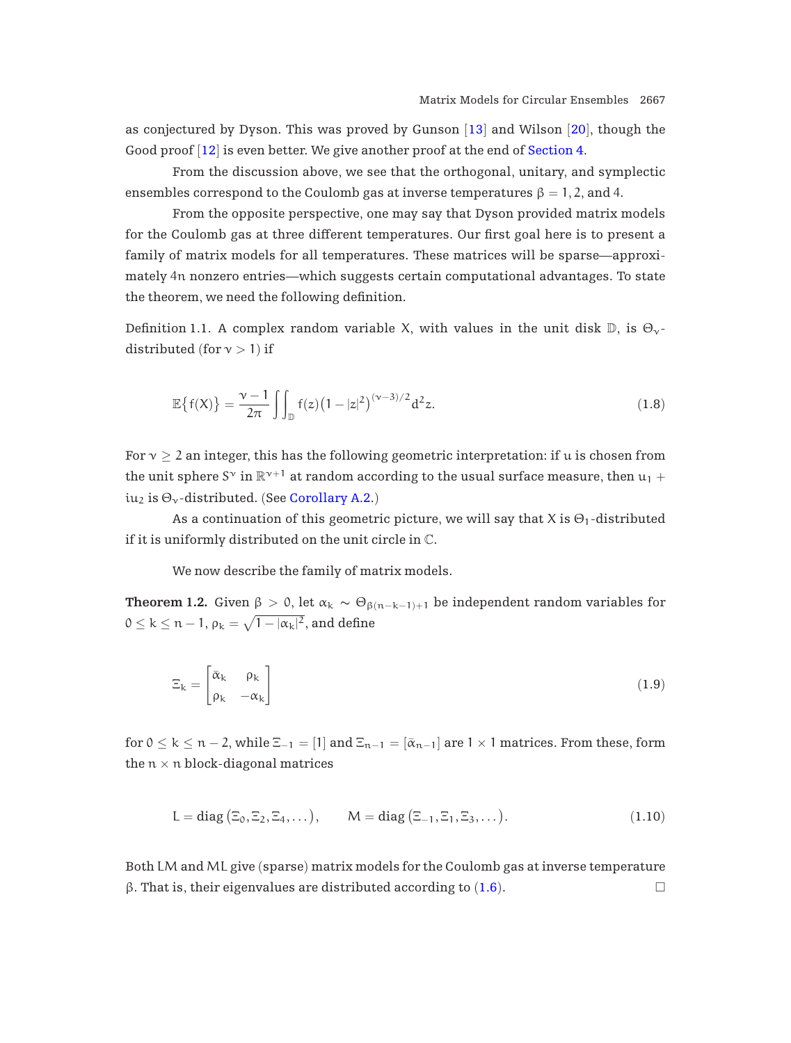as conjectured by Dyson. This was proved by Gunson [13] and Wilson [20], though the Good proof [12] is even better. We give another proof at the end of Section 4.

From the discussion above, we see that the orthogonal, unitary, and symplectic ensembles correspond to the Coulomb gas at inverse temperatures $\beta = 1, 2$, and $4$.

From the opposite perspective, one may say that Dyson provided matrix models for the Coulomb gas at three different temperatures. Our first goal here is to present a family of matrix models for all temperatures. These matrices will be sparse—approximately $4n$ nonzero entries—which suggests certain computational advantages. To state the theorem, we need the following definition.

Definition 1.1. A complex random variable $X$, with values in the unit disk $\mathbb{D}$, is $\Theta_\nu$-distributed (for $\nu > 1$) if

$$\mathbb{E}\{f(X)\} = \frac{\nu - 1}{2\pi} \iint_{\mathbb{D}} f(z)\left(1 - |z|^2\right)^{(\nu-3)/2} d^2 z. \tag{1.8}$$

For $\nu \geq 2$ an integer, this has the following geometric interpretation: if $u$ is chosen from the unit sphere $S^\nu$ in $\mathbb{R}^{\nu+1}$ at random according to the usual surface measure, then $u_1 + iu_2$ is $\Theta_\nu$-distributed. (See Corollary A.2.)

As a continuation of this geometric picture, we will say that $X$ is $\Theta_1$-distributed if it is uniformly distributed on the unit circle in $\mathbb{C}$.

We now describe the family of matrix models.

**Theorem 1.2.** Given $\beta > 0$, let $\alpha_k \sim \Theta_{\beta(n-k-1)+1}$ be independent random variables for $0 \leq k \leq n-1$, $\rho_k = \sqrt{1 - |\alpha_k|^2}$, and define

$$\Xi_k = \begin{bmatrix} \bar{\alpha}_k & \rho_k \\ \rho_k & -\alpha_k \end{bmatrix} \tag{1.9}$$

for $0 \leq k \leq n-2$, while $\Xi_{-1} = [1]$ and $\Xi_{n-1} = [\bar{\alpha}_{n-1}]$ are $1 \times 1$ matrices. From these, form the $n \times n$ block-diagonal matrices

$$L = \operatorname{diag}\left(\Xi_0, \Xi_2, \Xi_4, \ldots\right), \qquad M = \operatorname{diag}\left(\Xi_{-1}, \Xi_1, \Xi_3, \ldots\right). \tag{1.10}$$

Both $LM$ and $ML$ give (sparse) matrix models for the Coulomb gas at inverse temperature $\beta$. That is, their eigenvalues are distributed according to (1.6). $\square$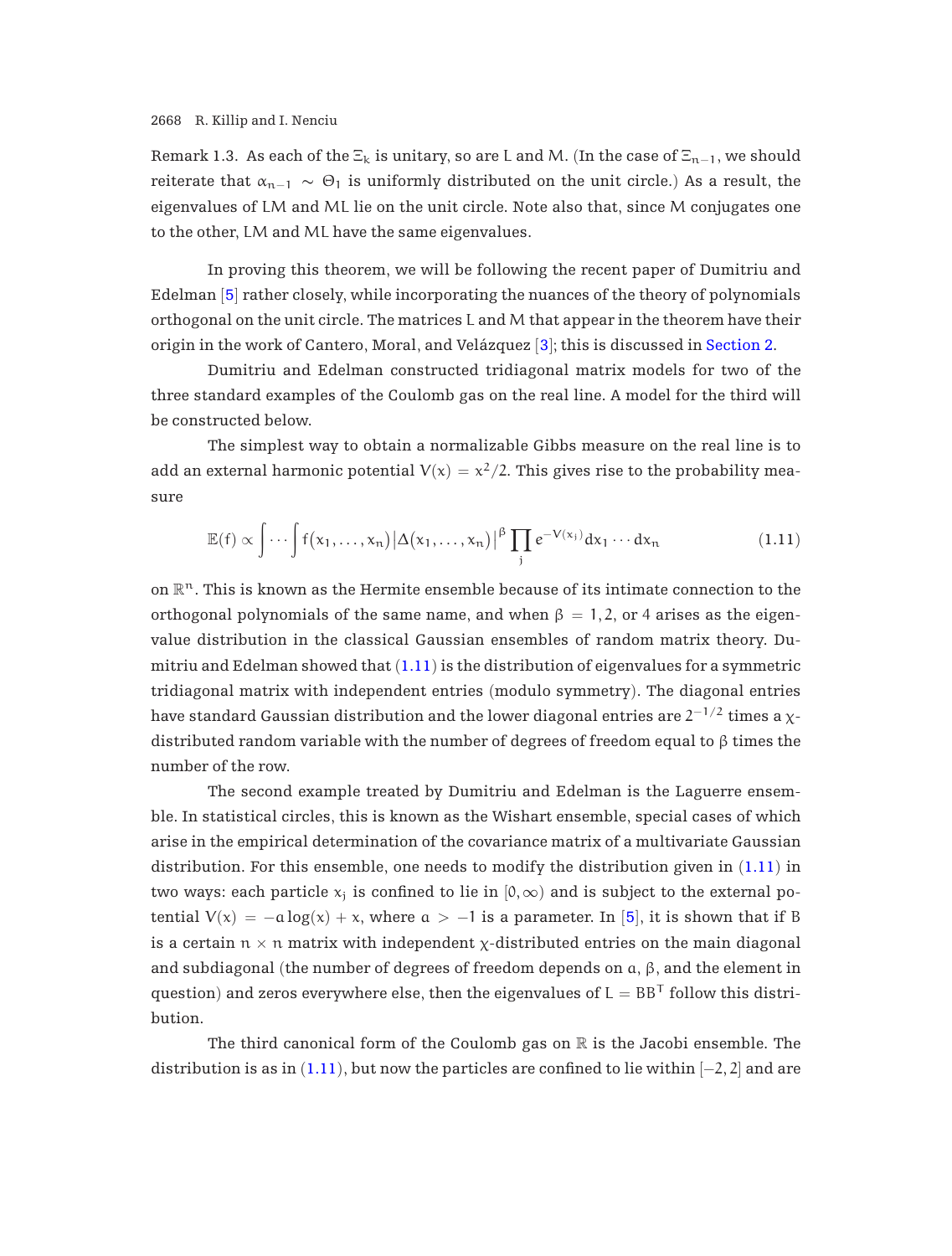Remark 1.3. As each of the $\Xi_k$ is unitary, so are $L$ and $M$. (In the case of $\Xi_{n-1}$, we should reiterate that $\alpha_{n-1} \sim \Theta_1$ is uniformly distributed on the unit circle.) As a result, the eigenvalues of $LM$ and $ML$ lie on the unit circle. Note also that, since $M$ conjugates one to the other, $LM$ and $ML$ have the same eigenvalues.

In proving this theorem, we will be following the recent paper of Dumitriu and Edelman [5] rather closely, while incorporating the nuances of the theory of polynomials orthogonal on the unit circle. The matrices $L$ and $M$ that appear in the theorem have their origin in the work of Cantero, Moral, and Velázquez [3]; this is discussed in Section 2.

Dumitriu and Edelman constructed tridiagonal matrix models for two of the three standard examples of the Coulomb gas on the real line. A model for the third will be constructed below.

The simplest way to obtain a normalizable Gibbs measure on the real line is to add an external harmonic potential $V(x) = x^2/2$. This gives rise to the probability measure

$$\mathbb{E}(f) \propto \int \cdots \int f(x_1, \ldots, x_n) \left|\Delta(x_1, \ldots, x_n)\right|^{\beta} \prod_j e^{-V(x_j)} dx_1 \cdots dx_n \tag{1.11}$$

on $\mathbb{R}^n$. This is known as the Hermite ensemble because of its intimate connection to the orthogonal polynomials of the same name, and when $\beta = 1, 2$, or $4$ arises as the eigenvalue distribution in the classical Gaussian ensembles of random matrix theory. Dumitriu and Edelman showed that (1.11) is the distribution of eigenvalues for a symmetric tridiagonal matrix with independent entries (modulo symmetry). The diagonal entries have standard Gaussian distribution and the lower diagonal entries are $2^{-1/2}$ times a $\chi$-distributed random variable with the number of degrees of freedom equal to $\beta$ times the number of the row.

The second example treated by Dumitriu and Edelman is the Laguerre ensemble. In statistical circles, this is known as the Wishart ensemble, special cases of which arise in the empirical determination of the covariance matrix of a multivariate Gaussian distribution. For this ensemble, one needs to modify the distribution given in (1.11) in two ways: each particle $x_j$ is confined to lie in $[0, \infty)$ and is subject to the external potential $V(x) = -a \log(x) + x$, where $a > -1$ is a parameter. In [5], it is shown that if $B$ is a certain $n \times n$ matrix with independent $\chi$-distributed entries on the main diagonal and subdiagonal (the number of degrees of freedom depends on $a$, $\beta$, and the element in question) and zeros everywhere else, then the eigenvalues of $L = BB^T$ follow this distribution.

The third canonical form of the Coulomb gas on $\mathbb{R}$ is the Jacobi ensemble. The distribution is as in (1.11), but now the particles are confined to lie within $[-2, 2]$ and are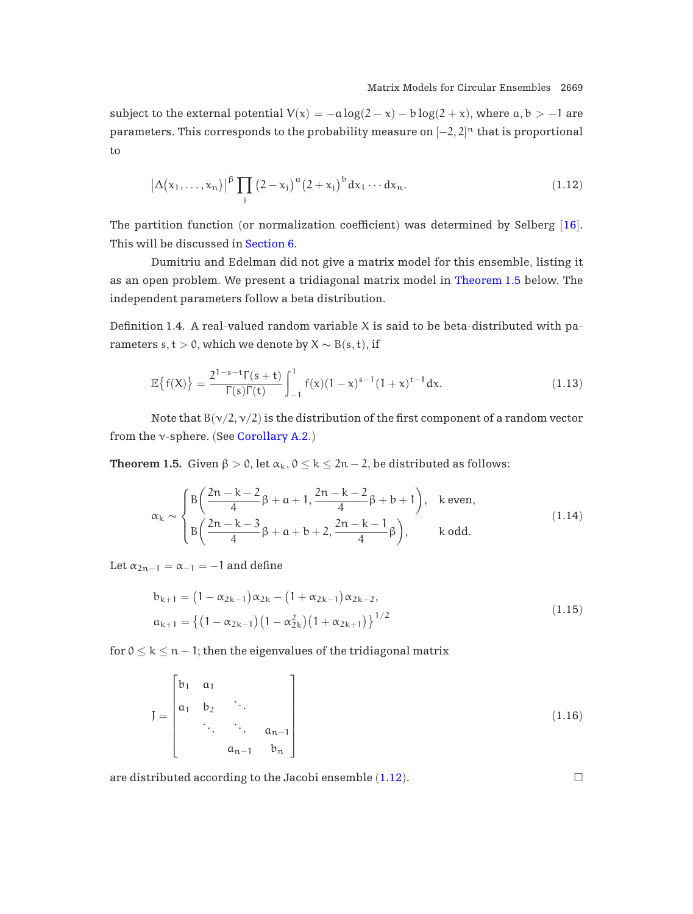subject to the external potential $V(x) = -a \log(2-x) - b \log(2+x)$, where $a, b > -1$ are parameters. This corresponds to the probability measure on $[-2,2]^n$ that is proportional to

$$\left|\Delta(x_1, \ldots, x_n)\right|^{\beta} \prod_j \left(2 - x_j\right)^a \left(2 + x_j\right)^b dx_1 \cdots dx_n. \tag{1.12}$$

The partition function (or normalization coefficient) was determined by Selberg [16]. This will be discussed in Section 6.

Dumitriu and Edelman did not give a matrix model for this ensemble, listing it as an open problem. We present a tridiagonal matrix model in Theorem 1.5 below. The independent parameters follow a beta distribution.

Definition 1.4. A real-valued random variable $X$ is said to be beta-distributed with parameters $s, t > 0$, which we denote by $X \sim B(s,t)$, if

$$\mathbb{E}\{f(X)\} = \frac{2^{1-s-t}\Gamma(s+t)}{\Gamma(s)\Gamma(t)} \int_{-1}^{1} f(x)(1-x)^{s-1}(1+x)^{t-1} dx. \tag{1.13}$$

Note that $B(\nu/2, \nu/2)$ is the distribution of the first component of a random vector from the $\nu$-sphere. (See Corollary A.2.)

**Theorem 1.5.** Given $\beta > 0$, let $\alpha_k$, $0 \le k \le 2n-2$, be distributed as follows:

$$\alpha_k \sim \begin{cases} B\left(\frac{2n-k-2}{4}\beta + a + 1, \frac{2n-k-2}{4}\beta + b + 1\right), & k \text{ even}, \\ B\left(\frac{2n-k-3}{4}\beta + a + b + 2, \frac{2n-k-1}{4}\beta\right), & k \text{ odd}. \end{cases} \tag{1.14}$$

Let $\alpha_{2n-1} = \alpha_{-1} = -1$ and define

$$\begin{aligned} b_{k+1} &= \left(1 - \alpha_{2k-1}\right)\alpha_{2k} - \left(1 + \alpha_{2k-1}\right)\alpha_{2k-2}, \\ a_{k+1} &= \left\{\left(1 - \alpha_{2k-1}\right)\left(1 - \alpha_{2k}^2\right)\left(1 + \alpha_{2k+1}\right)\right\}^{1/2} \end{aligned} \tag{1.15}$$

for $0 \le k \le n-1$; then the eigenvalues of the tridiagonal matrix

$$J = \begin{bmatrix} b_1 & a_1 & & \\ a_1 & b_2 & \ddots & \\ & \ddots & \ddots & a_{n-1} \\ & & a_{n-1} & b_n \end{bmatrix} \tag{1.16}$$

are distributed according to the Jacobi ensemble (1.12). □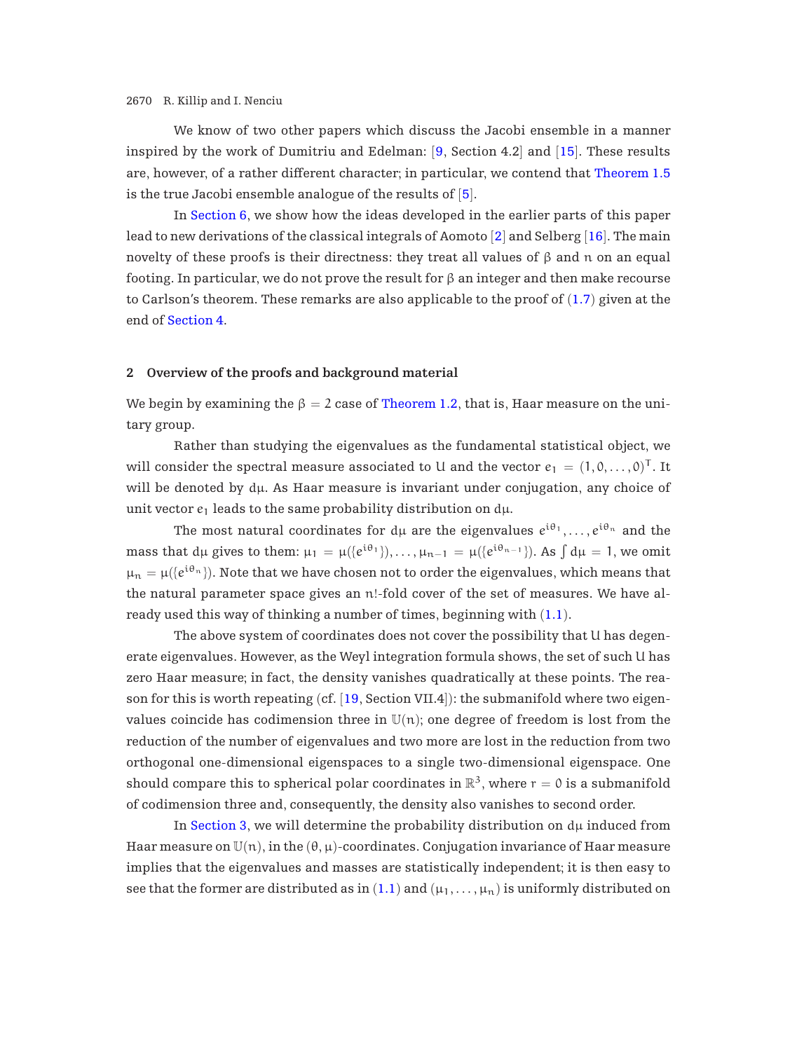We know of two other papers which discuss the Jacobi ensemble in a manner inspired by the work of Dumitriu and Edelman: [9, Section 4.2] and [15]. These results are, however, of a rather different character; in particular, we contend that Theorem 1.5 is the true Jacobi ensemble analogue of the results of [5].

In Section 6, we show how the ideas developed in the earlier parts of this paper lead to new derivations of the classical integrals of Aomoto [2] and Selberg [16]. The main novelty of these proofs is their directness: they treat all values of $\beta$ and $n$ on an equal footing. In particular, we do not prove the result for $\beta$ an integer and then make recourse to Carlson's theorem. These remarks are also applicable to the proof of (1.7) given at the end of Section 4.

## 2 Overview of the proofs and background material

We begin by examining the $\beta = 2$ case of Theorem 1.2, that is, Haar measure on the unitary group.

Rather than studying the eigenvalues as the fundamental statistical object, we will consider the spectral measure associated to $U$ and the vector $e_1 = (1, 0, \ldots, 0)^T$. It will be denoted by $d\mu$. As Haar measure is invariant under conjugation, any choice of unit vector $e_1$ leads to the same probability distribution on $d\mu$.

The most natural coordinates for $d\mu$ are the eigenvalues $e^{i\theta_1}, \ldots, e^{i\theta_n}$ and the mass that $d\mu$ gives to them: $\mu_1 = \mu(\{e^{i\theta_1}\}), \ldots, \mu_{n-1} = \mu(\{e^{i\theta_{n-1}}\})$. As $\int d\mu = 1$, we omit $\mu_n = \mu(\{e^{i\theta_n}\})$. Note that we have chosen not to order the eigenvalues, which means that the natural parameter space gives an $n!$-fold cover of the set of measures. We have already used this way of thinking a number of times, beginning with (1.1).

The above system of coordinates does not cover the possibility that $U$ has degenerate eigenvalues. However, as the Weyl integration formula shows, the set of such $U$ has zero Haar measure; in fact, the density vanishes quadratically at these points. The reason for this is worth repeating (cf. [19, Section VII.4]): the submanifold where two eigenvalues coincide has codimension three in $\mathbb{U}(n)$; one degree of freedom is lost from the reduction of the number of eigenvalues and two more are lost in the reduction from two orthogonal one-dimensional eigenspaces to a single two-dimensional eigenspace. One should compare this to spherical polar coordinates in $\mathbb{R}^3$, where $r = 0$ is a submanifold of codimension three and, consequently, the density also vanishes to second order.

In Section 3, we will determine the probability distribution on $d\mu$ induced from Haar measure on $\mathbb{U}(n)$, in the $(\theta, \mu)$-coordinates. Conjugation invariance of Haar measure implies that the eigenvalues and masses are statistically independent; it is then easy to see that the former are distributed as in (1.1) and $(\mu_1, \ldots, \mu_n)$ is uniformly distributed on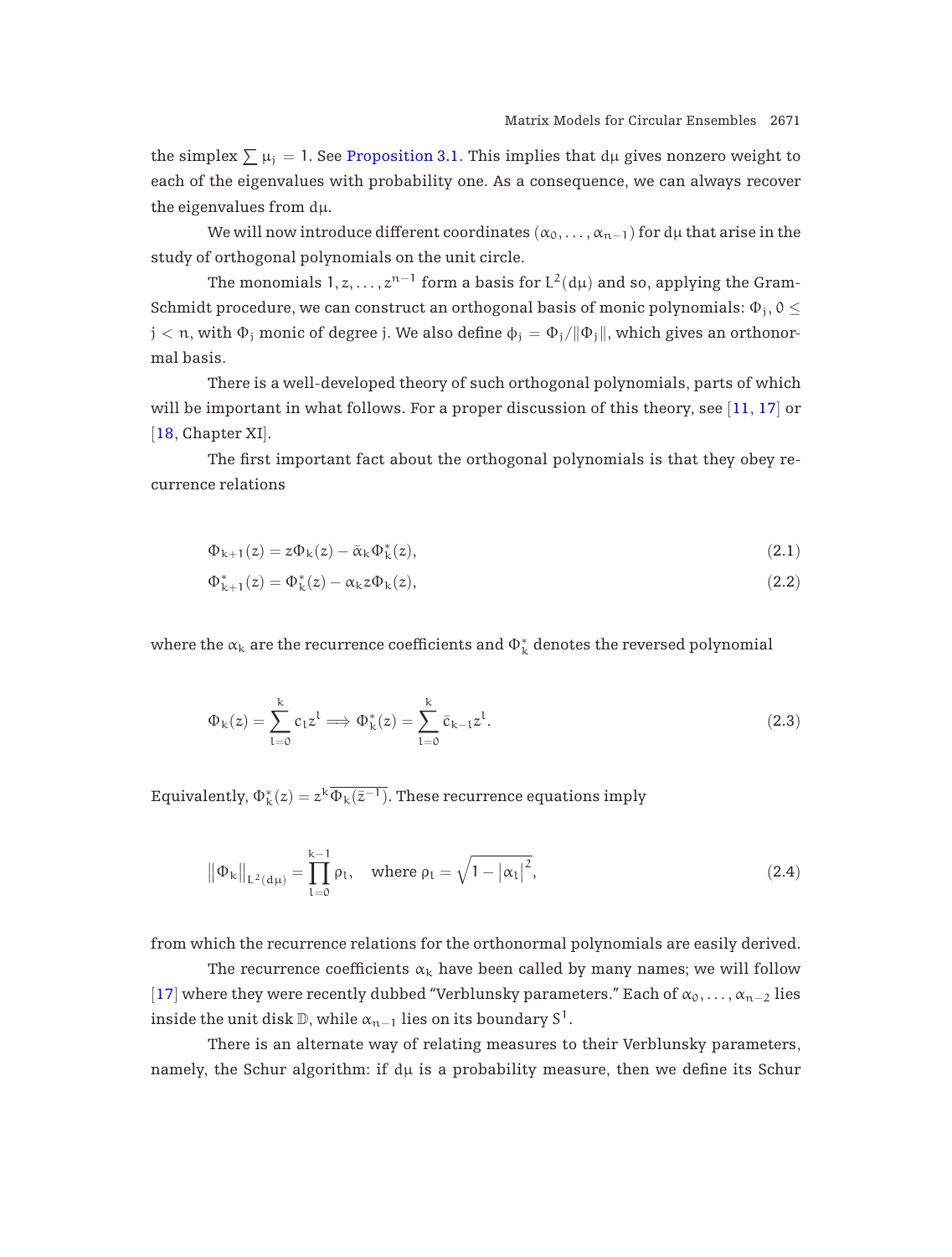the simplex $\sum \mu_j = 1$. See Proposition 3.1. This implies that $d\mu$ gives nonzero weight to each of the eigenvalues with probability one. As a consequence, we can always recover the eigenvalues from $d\mu$.

We will now introduce different coordinates $(\alpha_0, \ldots, \alpha_{n-1})$ for $d\mu$ that arise in the study of orthogonal polynomials on the unit circle.

The monomials $1, z, \ldots, z^{n-1}$ form a basis for $L^2(d\mu)$ and so, applying the Gram-Schmidt procedure, we can construct an orthogonal basis of monic polynomials: $\Phi_j$, $0 \leq j < n$, with $\Phi_j$ monic of degree j. We also define $\phi_j = \Phi_j / \|\Phi_j\|$, which gives an orthonormal basis.

There is a well-developed theory of such orthogonal polynomials, parts of which will be important in what follows. For a proper discussion of this theory, see [11, 17] or [18, Chapter XI].

The first important fact about the orthogonal polynomials is that they obey recurrence relations

$$\Phi_{k+1}(z) = z\Phi_k(z) - \bar{\alpha}_k \Phi_k^*(z), \tag{2.1}$$

$$\Phi_{k+1}^*(z) = \Phi_k^*(z) - \alpha_k z \Phi_k(z), \tag{2.2}$$

where the $\alpha_k$ are the recurrence coefficients and $\Phi_k^*$ denotes the reversed polynomial

$$\Phi_k(z) = \sum_{l=0}^{k} c_l z^l \implies \Phi_k^*(z) = \sum_{l=0}^{k} \bar{c}_{k-l} z^l. \tag{2.3}$$

Equivalently, $\Phi_k^*(z) = z^k \overline{\Phi_k(\bar{z}^{-1})}$. These recurrence equations imply

$$\left\|\Phi_k\right\|_{L^2(d\mu)} = \prod_{l=0}^{k-1} \rho_l, \quad \text{where } \rho_l = \sqrt{1 - |\alpha_l|^2}, \tag{2.4}$$

from which the recurrence relations for the orthonormal polynomials are easily derived.

The recurrence coefficients $\alpha_k$ have been called by many names; we will follow [17] where they were recently dubbed "Verblunsky parameters." Each of $\alpha_0, \ldots, \alpha_{n-2}$ lies inside the unit disk $\mathbb{D}$, while $\alpha_{n-1}$ lies on its boundary $S^1$.

There is an alternate way of relating measures to their Verblunsky parameters, namely, the Schur algorithm: if $d\mu$ is a probability measure, then we define its Schur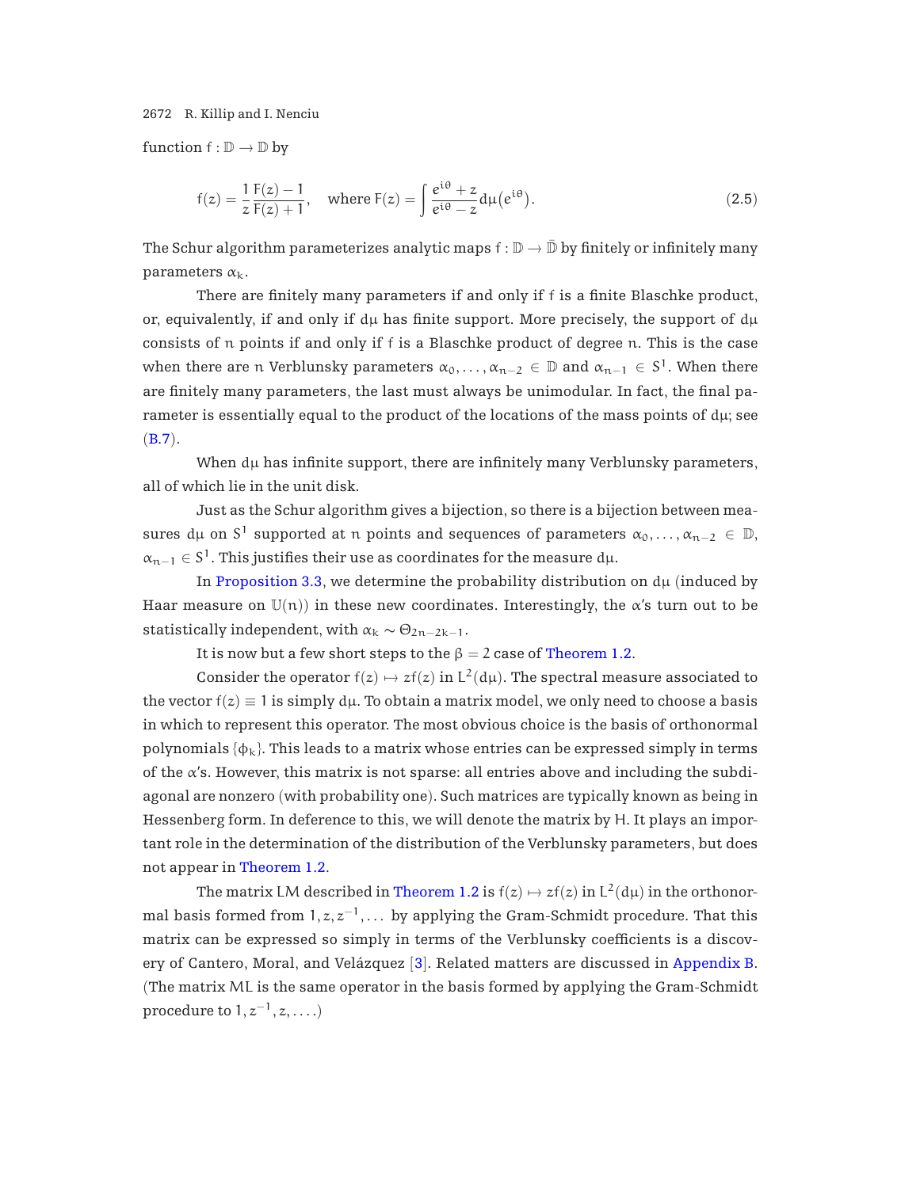function $f : \mathbb{D} \to \mathbb{D}$ by

$$f(z) = \frac{1}{z}\frac{F(z) - 1}{F(z) + 1}, \quad \text{where } F(z) = \int \frac{e^{i\theta} + z}{e^{i\theta} - z} d\mu(e^{i\theta}). \tag{2.5}$$

The Schur algorithm parameterizes analytic maps $f : \mathbb{D} \to \bar{\mathbb{D}}$ by finitely or infinitely many parameters $\alpha_k$.

There are finitely many parameters if and only if f is a finite Blaschke product, or, equivalently, if and only if $d\mu$ has finite support. More precisely, the support of $d\mu$ consists of n points if and only if f is a Blaschke product of degree n. This is the case when there are n Verblunsky parameters $\alpha_0, \ldots, \alpha_{n-2} \in \mathbb{D}$ and $\alpha_{n-1} \in S^1$. When there are finitely many parameters, the last must always be unimodular. In fact, the final parameter is essentially equal to the product of the locations of the mass points of $d\mu$; see (B.7).

When $d\mu$ has infinite support, there are infinitely many Verblunsky parameters, all of which lie in the unit disk.

Just as the Schur algorithm gives a bijection, so there is a bijection between measures $d\mu$ on $S^1$ supported at n points and sequences of parameters $\alpha_0, \ldots, \alpha_{n-2} \in \mathbb{D}$, $\alpha_{n-1} \in S^1$. This justifies their use as coordinates for the measure $d\mu$.

In Proposition 3.3, we determine the probability distribution on $d\mu$ (induced by Haar measure on $\mathbb{U}(n)$) in these new coordinates. Interestingly, the $\alpha$'s turn out to be statistically independent, with $\alpha_k \sim \Theta_{2n-2k-1}$.

It is now but a few short steps to the $\beta = 2$ case of Theorem 1.2.

Consider the operator $f(z) \mapsto zf(z)$ in $L^2(d\mu)$. The spectral measure associated to the vector $f(z) \equiv 1$ is simply $d\mu$. To obtain a matrix model, we only need to choose a basis in which to represent this operator. The most obvious choice is the basis of orthonormal polynomials $\{\phi_k\}$. This leads to a matrix whose entries can be expressed simply in terms of the $\alpha$'s. However, this matrix is not sparse: all entries above and including the subdiagonal are nonzero (with probability one). Such matrices are typically known as being in Hessenberg form. In deference to this, we will denote the matrix by H. It plays an important role in the determination of the distribution of the Verblunsky parameters, but does not appear in Theorem 1.2.

The matrix LM described in Theorem 1.2 is $f(z) \mapsto zf(z)$ in $L^2(d\mu)$ in the orthonormal basis formed from $1, z, z^{-1}, \ldots$ by applying the Gram-Schmidt procedure. That this matrix can be expressed so simply in terms of the Verblunsky coefficients is a discovery of Cantero, Moral, and Velázquez [3]. Related matters are discussed in Appendix B. (The matrix ML is the same operator in the basis formed by applying the Gram-Schmidt procedure to $1, z^{-1}, z, \ldots$.)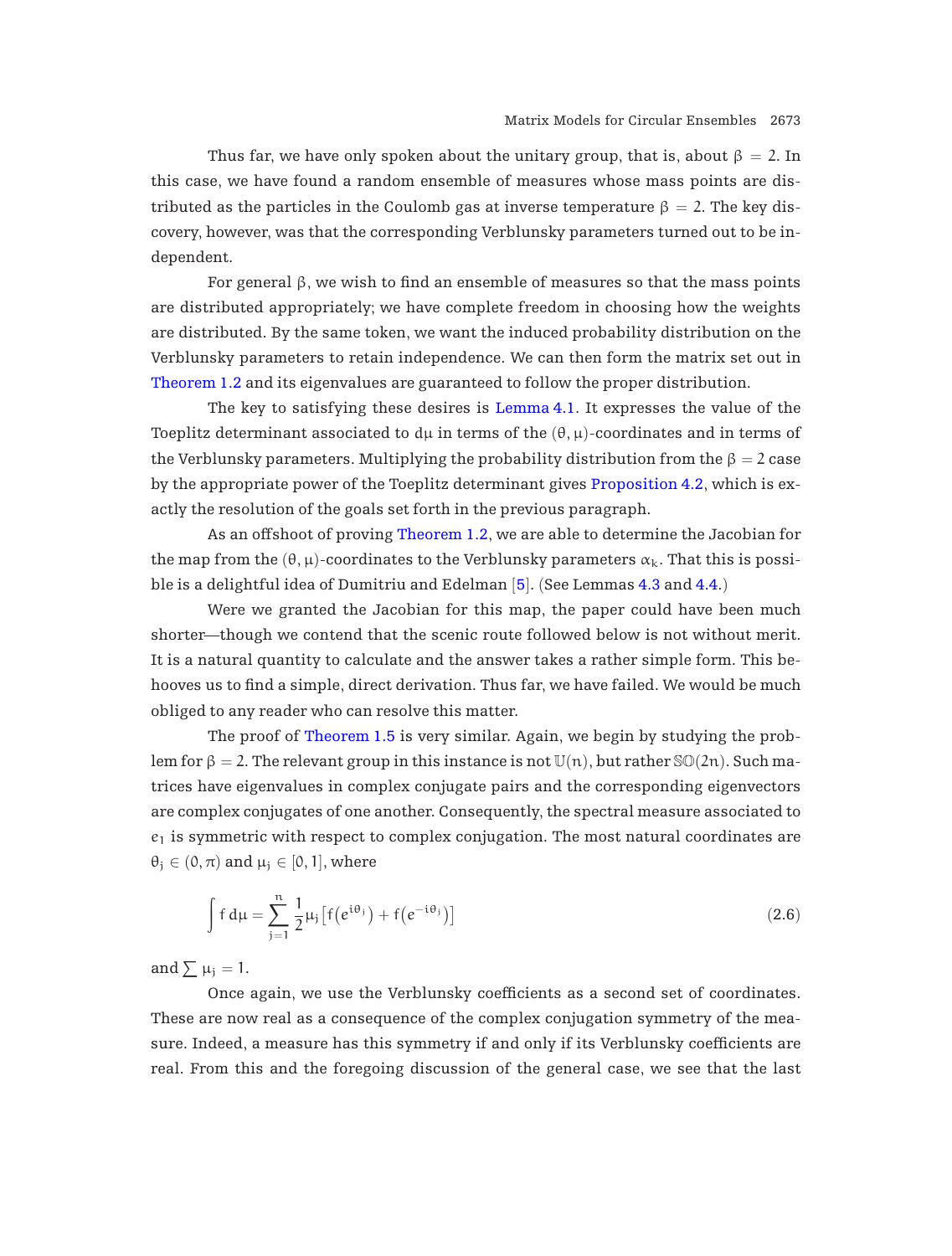Thus far, we have only spoken about the unitary group, that is, about $\beta = 2$. In this case, we have found a random ensemble of measures whose mass points are distributed as the particles in the Coulomb gas at inverse temperature $\beta = 2$. The key discovery, however, was that the corresponding Verblunsky parameters turned out to be independent.

For general $\beta$, we wish to find an ensemble of measures so that the mass points are distributed appropriately; we have complete freedom in choosing how the weights are distributed. By the same token, we want the induced probability distribution on the Verblunsky parameters to retain independence. We can then form the matrix set out in Theorem 1.2 and its eigenvalues are guaranteed to follow the proper distribution.

The key to satisfying these desires is Lemma 4.1. It expresses the value of the Toeplitz determinant associated to $d\mu$ in terms of the $(\theta, \mu)$-coordinates and in terms of the Verblunsky parameters. Multiplying the probability distribution from the $\beta = 2$ case by the appropriate power of the Toeplitz determinant gives Proposition 4.2, which is exactly the resolution of the goals set forth in the previous paragraph.

As an offshoot of proving Theorem 1.2, we are able to determine the Jacobian for the map from the $(\theta, \mu)$-coordinates to the Verblunsky parameters $\alpha_k$. That this is possible is a delightful idea of Dumitriu and Edelman [5]. (See Lemmas 4.3 and 4.4.)

Were we granted the Jacobian for this map, the paper could have been much shorter—though we contend that the scenic route followed below is not without merit. It is a natural quantity to calculate and the answer takes a rather simple form. This behooves us to find a simple, direct derivation. Thus far, we have failed. We would be much obliged to any reader who can resolve this matter.

The proof of Theorem 1.5 is very similar. Again, we begin by studying the problem for $\beta = 2$. The relevant group in this instance is not $\mathbb{U}(n)$, but rather $\mathbb{SO}(2n)$. Such matrices have eigenvalues in complex conjugate pairs and the corresponding eigenvectors are complex conjugates of one another. Consequently, the spectral measure associated to $e_1$ is symmetric with respect to complex conjugation. The most natural coordinates are $\theta_j \in (0, \pi)$ and $\mu_j \in [0, 1]$, where

$$\int f \, d\mu = \sum_{j=1}^{n} \frac{1}{2} \mu_j \left[ f\left(e^{i\theta_j}\right) + f\left(e^{-i\theta_j}\right) \right] \tag{2.6}$$

and $\sum \mu_j = 1$.

Once again, we use the Verblunsky coefficients as a second set of coordinates. These are now real as a consequence of the complex conjugation symmetry of the measure. Indeed, a measure has this symmetry if and only if its Verblunsky coefficients are real. From this and the foregoing discussion of the general case, we see that the last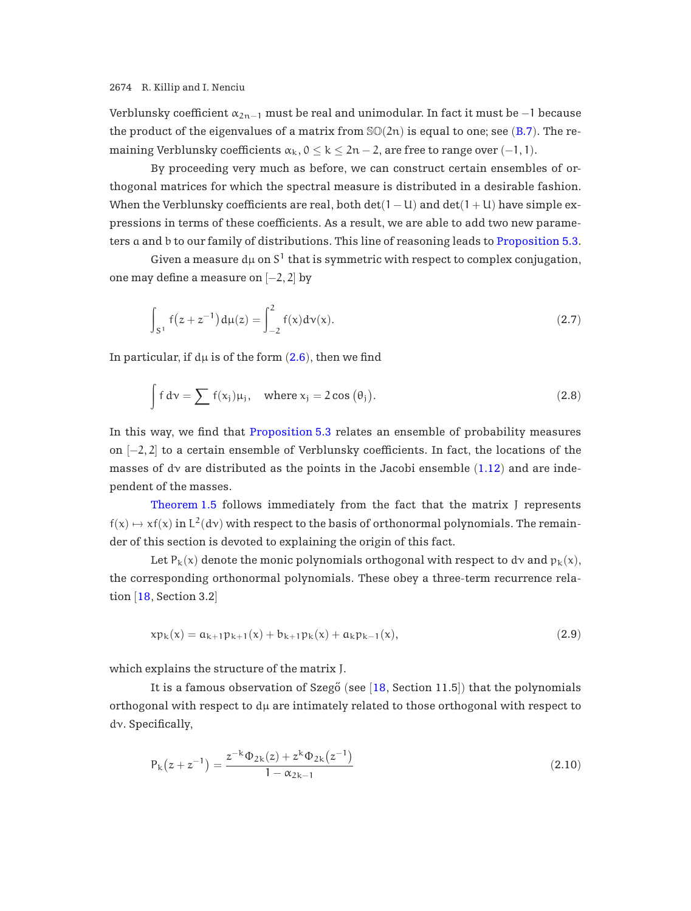Verblunsky coefficient $\alpha_{2n-1}$ must be real and unimodular. In fact it must be $-1$ because the product of the eigenvalues of a matrix from $\mathbb{SO}(2n)$ is equal to one; see (B.7). The remaining Verblunsky coefficients $\alpha_k$, $0 \le k \le 2n-2$, are free to range over $(-1, 1)$.

By proceeding very much as before, we can construct certain ensembles of orthogonal matrices for which the spectral measure is distributed in a desirable fashion. When the Verblunsky coefficients are real, both $\det(1-U)$ and $\det(1+U)$ have simple expressions in terms of these coefficients. As a result, we are able to add two new parameters $a$ and $b$ to our family of distributions. This line of reasoning leads to Proposition 5.3.

Given a measure $d\mu$ on $S^1$ that is symmetric with respect to complex conjugation, one may define a measure on $[-2, 2]$ by

$$\int_{S^1} f\big(z + z^{-1}\big)\, d\mu(z) = \int_{-2}^{2} f(x)\, d\nu(x). \tag{2.7}$$

In particular, if $d\mu$ is of the form (2.6), then we find

$$\int f\, d\nu = \sum f(x_j)\mu_j, \quad \text{where } x_j = 2\cos\big(\theta_j\big). \tag{2.8}$$

In this way, we find that Proposition 5.3 relates an ensemble of probability measures on $[-2, 2]$ to a certain ensemble of Verblunsky coefficients. In fact, the locations of the masses of $d\nu$ are distributed as the points in the Jacobi ensemble (1.12) and are independent of the masses.

Theorem 1.5 follows immediately from the fact that the matrix $J$ represents $f(x) \mapsto xf(x)$ in $L^2(d\nu)$ with respect to the basis of orthonormal polynomials. The remainder of this section is devoted to explaining the origin of this fact.

Let $P_k(x)$ denote the monic polynomials orthogonal with respect to $d\nu$ and $p_k(x)$, the corresponding orthonormal polynomials. These obey a three-term recurrence relation [18, Section 3.2]

$$xp_k(x) = a_{k+1}p_{k+1}(x) + b_{k+1}p_k(x) + a_k p_{k-1}(x), \tag{2.9}$$

which explains the structure of the matrix $J$.

It is a famous observation of Szegő (see [18, Section 11.5]) that the polynomials orthogonal with respect to $d\mu$ are intimately related to those orthogonal with respect to $d\nu$. Specifically,

$$P_k\big(z + z^{-1}\big) = \frac{z^{-k}\Phi_{2k}(z) + z^k\Phi_{2k}\big(z^{-1}\big)}{1 - \alpha_{2k-1}} \tag{2.10}$$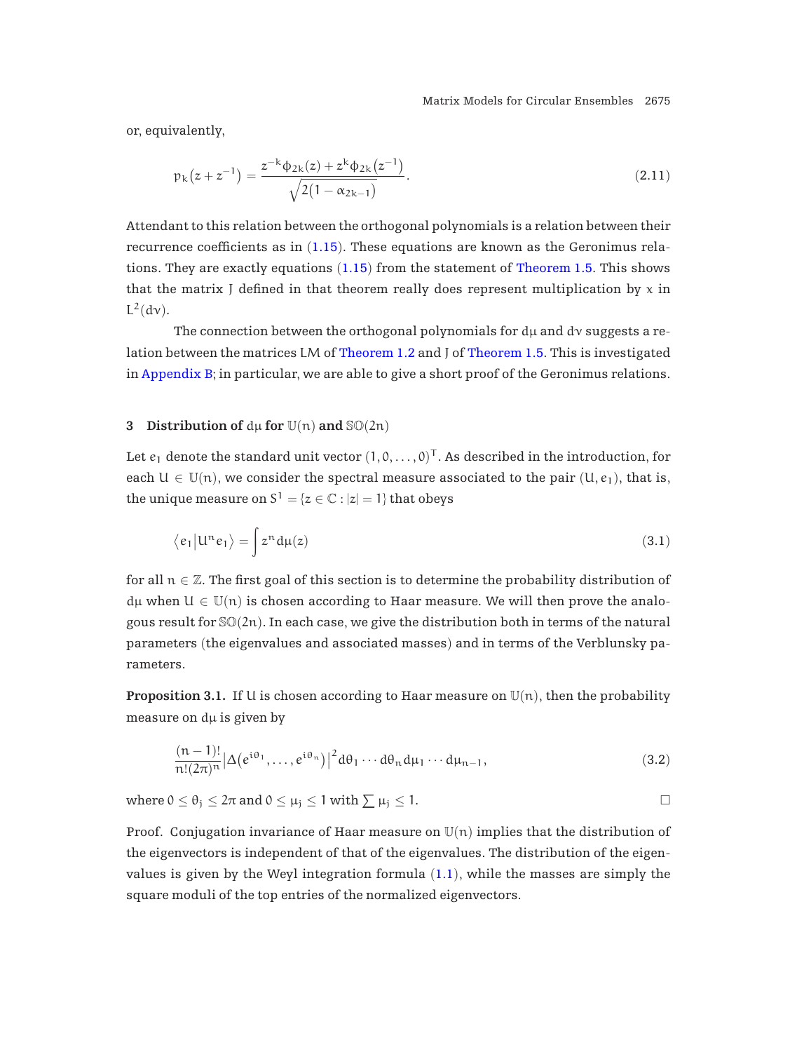or, equivalently,

$$p_k\left(z+z^{-1}\right) = \frac{z^{-k}\phi_{2k}(z) + z^k\phi_{2k}\left(z^{-1}\right)}{\sqrt{2\left(1-\alpha_{2k-1}\right)}}. \tag{2.11}$$

Attendant to this relation between the orthogonal polynomials is a relation between their recurrence coefficients as in (1.15). These equations are known as the Geronimus relations. They are exactly equations (1.15) from the statement of Theorem 1.5. This shows that the matrix J defined in that theorem really does represent multiplication by $x$ in $L^2(d\nu)$.

The connection between the orthogonal polynomials for $d\mu$ and $d\nu$ suggests a relation between the matrices $\mathcal{LM}$ of Theorem 1.2 and J of Theorem 1.5. This is investigated in Appendix B; in particular, we are able to give a short proof of the Geronimus relations.

## 3 Distribution of $d\mu$ for $\mathbb{U}(n)$ and $\mathbb{SO}(2n)$

Let $e_1$ denote the standard unit vector $(1, 0, \ldots, 0)^T$. As described in the introduction, for each $U \in \mathbb{U}(n)$, we consider the spectral measure associated to the pair $(U, e_1)$, that is, the unique measure on $S^1 = \{z \in \mathbb{C} : |z| = 1\}$ that obeys

$$\left\langle e_1 \middle| U^n e_1 \right\rangle = \int z^n \, d\mu(z) \tag{3.1}$$

for all $n \in \mathbb{Z}$. The first goal of this section is to determine the probability distribution of $d\mu$ when $U \in \mathbb{U}(n)$ is chosen according to Haar measure. We will then prove the analogous result for $\mathbb{SO}(2n)$. In each case, we give the distribution both in terms of the natural parameters (the eigenvalues and associated masses) and in terms of the Verblunsky parameters.

**Proposition 3.1.** If U is chosen according to Haar measure on $\mathbb{U}(n)$, then the probability measure on $d\mu$ is given by

$$\frac{(n-1)!}{n!(2\pi)^n}\left|\Delta\left(e^{i\theta_1}, \ldots, e^{i\theta_n}\right)\right|^2 d\theta_1 \cdots d\theta_n \, d\mu_1 \cdots d\mu_{n-1}, \tag{3.2}$$

where $0 \le \theta_j \le 2\pi$ and $0 \le \mu_j \le 1$ with $\sum \mu_j \le 1$. □

*Proof.* Conjugation invariance of Haar measure on $\mathbb{U}(n)$ implies that the distribution of the eigenvectors is independent of that of the eigenvalues. The distribution of the eigenvalues is given by the Weyl integration formula (1.1), while the masses are simply the square moduli of the top entries of the normalized eigenvectors.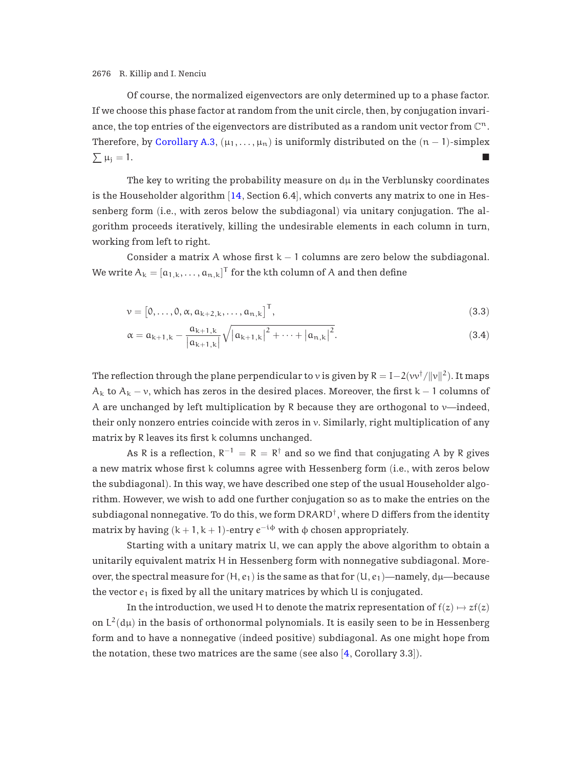Of course, the normalized eigenvectors are only determined up to a phase factor. If we choose this phase factor at random from the unit circle, then, by conjugation invariance, the top entries of the eigenvectors are distributed as a random unit vector from $\mathbb{C}^n$. Therefore, by Corollary A.3, $(\mu_1, \ldots, \mu_n)$ is uniformly distributed on the $(n-1)$-simplex $\sum \mu_j = 1$. ■

The key to writing the probability measure on $d\mu$ in the Verblunsky coordinates is the Householder algorithm [14, Section 6.4], which converts any matrix to one in Hessenberg form (i.e., with zeros below the subdiagonal) via unitary conjugation. The algorithm proceeds iteratively, killing the undesirable elements in each column in turn, working from left to right.

Consider a matrix $A$ whose first $k-1$ columns are zero below the subdiagonal. We write $A_k = [a_{1,k}, \ldots, a_{n,k}]^T$ for the $k$th column of $A$ and then define

$$v = \left[0, \ldots, 0, \alpha, a_{k+2,k}, \ldots, a_{n,k}\right]^T, \tag{3.3}$$

$$\alpha = a_{k+1,k} - \frac{a_{k+1,k}}{|a_{k+1,k}|}\sqrt{|a_{k+1,k}|^2 + \cdots + |a_{n,k}|^2}. \tag{3.4}$$

The reflection through the plane perpendicular to $v$ is given by $R = I - 2(vv^\dagger/\|v\|^2)$. It maps $A_k$ to $A_k - v$, which has zeros in the desired places. Moreover, the first $k-1$ columns of $A$ are unchanged by left multiplication by $R$ because they are orthogonal to $v$—indeed, their only nonzero entries coincide with zeros in $v$. Similarly, right multiplication of any matrix by $R$ leaves its first $k$ columns unchanged.

As $R$ is a reflection, $R^{-1} = R = R^\dagger$ and so we find that conjugating $A$ by $R$ gives a new matrix whose first $k$ columns agree with Hessenberg form (i.e., with zeros below the subdiagonal). In this way, we have described one step of the usual Householder algorithm. However, we wish to add one further conjugation so as to make the entries on the subdiagonal nonnegative. To do this, we form $DRARD^\dagger$, where $D$ differs from the identity matrix by having $(k+1, k+1)$-entry $e^{-i\phi}$ with $\phi$ chosen appropriately.

Starting with a unitary matrix $U$, we can apply the above algorithm to obtain a unitarily equivalent matrix $H$ in Hessenberg form with nonnegative subdiagonal. Moreover, the spectral measure for $(H, e_1)$ is the same as that for $(U, e_1)$—namely, $d\mu$—because the vector $e_1$ is fixed by all the unitary matrices by which $U$ is conjugated.

In the introduction, we used $H$ to denote the matrix representation of $f(z) \mapsto zf(z)$ on $L^2(d\mu)$ in the basis of orthonormal polynomials. It is easily seen to be in Hessenberg form and to have a nonnegative (indeed positive) subdiagonal. As one might hope from the notation, these two matrices are the same (see also [4, Corollary 3.3]).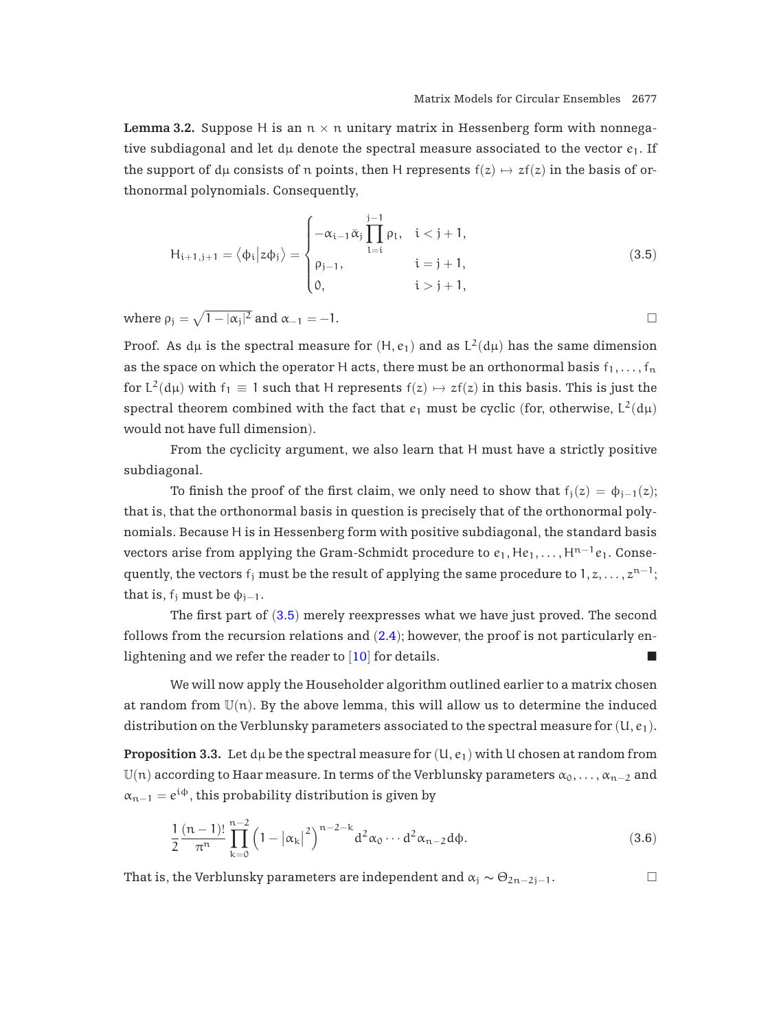**Lemma 3.2.** Suppose H is an $n \times n$ unitary matrix in Hessenberg form with nonnegative subdiagonal and let $d\mu$ denote the spectral measure associated to the vector $e_1$. If the support of $d\mu$ consists of $n$ points, then H represents $f(z) \mapsto zf(z)$ in the basis of orthonormal polynomials. Consequently,

$$H_{i+1,j+1} = \langle \phi_i | z\phi_j \rangle = \begin{cases} -\alpha_{i-1}\bar{\alpha}_j \prod_{l=i}^{j-1} \rho_l, & i < j+1, \\ \rho_{j-1}, & i = j+1, \\ 0, & i > j+1, \end{cases} \tag{3.5}$$

where $\rho_j = \sqrt{1 - |\alpha_j|^2}$ and $\alpha_{-1} = -1$. □

*Proof.* As $d\mu$ is the spectral measure for $(H, e_1)$ and as $L^2(d\mu)$ has the same dimension as the space on which the operator H acts, there must be an orthonormal basis $f_1, \ldots, f_n$ for $L^2(d\mu)$ with $f_1 \equiv 1$ such that H represents $f(z) \mapsto zf(z)$ in this basis. This is just the spectral theorem combined with the fact that $e_1$ must be cyclic (for, otherwise, $L^2(d\mu)$ would not have full dimension).

From the cyclicity argument, we also learn that H must have a strictly positive subdiagonal.

To finish the proof of the first claim, we only need to show that $f_j(z) = \phi_{j-1}(z)$; that is, that the orthonormal basis in question is precisely that of the orthonormal polynomials. Because H is in Hessenberg form with positive subdiagonal, the standard basis vectors arise from applying the Gram-Schmidt procedure to $e_1, He_1, \ldots, H^{n-1}e_1$. Consequently, the vectors $f_j$ must be the result of applying the same procedure to $1, z, \ldots, z^{n-1}$; that is, $f_j$ must be $\phi_{j-1}$.

The first part of (3.5) merely reexpresses what we have just proved. The second follows from the recursion relations and (2.4); however, the proof is not particularly enlightening and we refer the reader to [10] for details. ■

We will now apply the Householder algorithm outlined earlier to a matrix chosen at random from $\mathbb{U}(n)$. By the above lemma, this will allow us to determine the induced distribution on the Verblunsky parameters associated to the spectral measure for $(U, e_1)$.

**Proposition 3.3.** Let $d\mu$ be the spectral measure for $(U, e_1)$ with U chosen at random from $\mathbb{U}(n)$ according to Haar measure. In terms of the Verblunsky parameters $\alpha_0, \ldots, \alpha_{n-2}$ and $\alpha_{n-1} = e^{i\phi}$, this probability distribution is given by

$$\frac{1}{2}\frac{(n-1)!}{\pi^n} \prod_{k=0}^{n-2} \left(1 - |\alpha_k|^2\right)^{n-2-k} d^2\alpha_0 \cdots d^2\alpha_{n-2} d\phi. \tag{3.6}$$

That is, the Verblunsky parameters are independent and $\alpha_j \sim \Theta_{2n-2j-1}$. □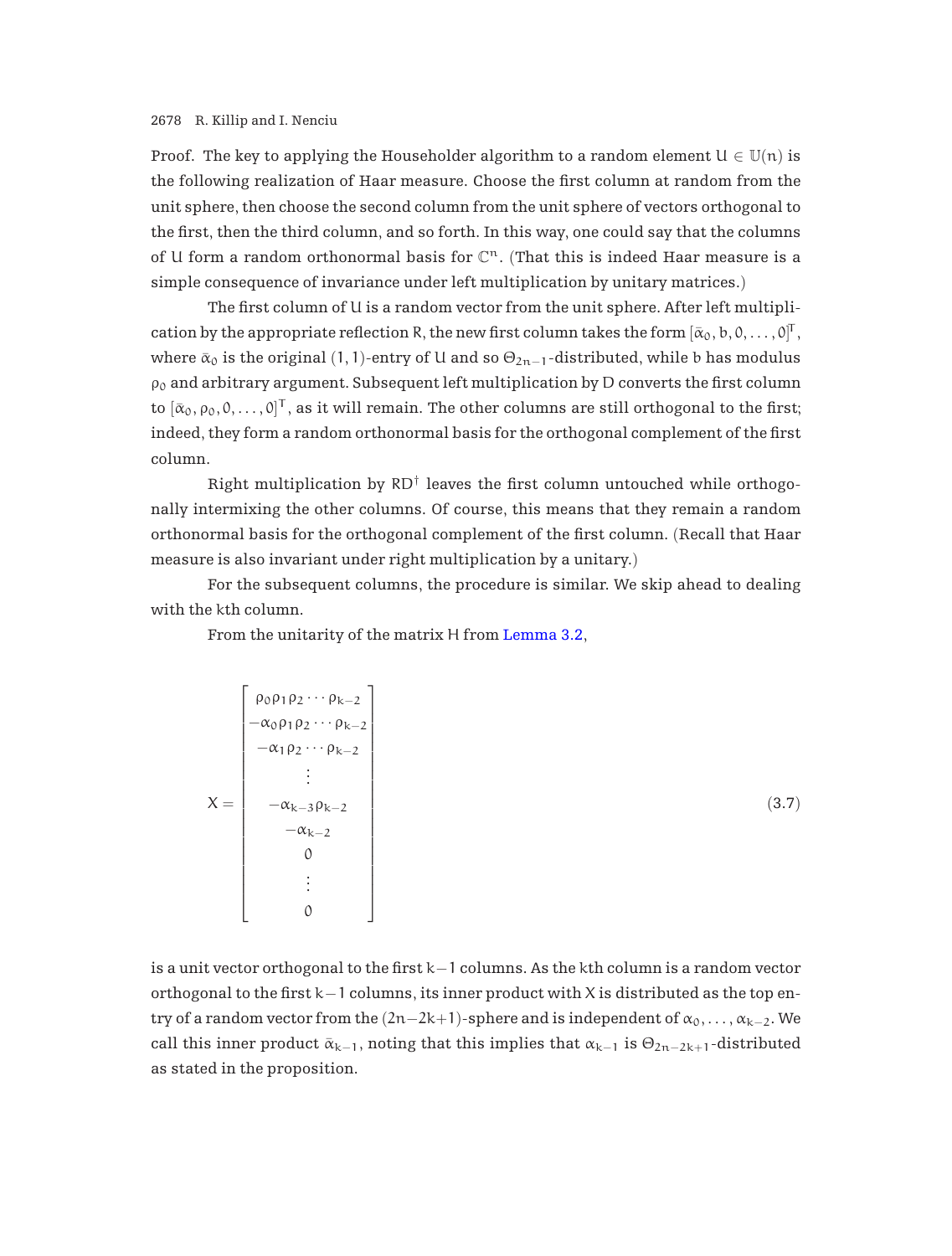*Proof.* The key to applying the Householder algorithm to a random element $U \in \mathbb{U}(n)$ is the following realization of Haar measure. Choose the first column at random from the unit sphere, then choose the second column from the unit sphere of vectors orthogonal to the first, then the third column, and so forth. In this way, one could say that the columns of $U$ form a random orthonormal basis for $\mathbb{C}^n$. (That this is indeed Haar measure is a simple consequence of invariance under left multiplication by unitary matrices.)

The first column of $U$ is a random vector from the unit sphere. After left multiplication by the appropriate reflection $R$, the new first column takes the form $[\bar{\alpha}_0, b, 0, \dots, 0]^T$, where $\bar{\alpha}_0$ is the original $(1,1)$-entry of $U$ and so $\Theta_{2n-1}$-distributed, while $b$ has modulus $\rho_0$ and arbitrary argument. Subsequent left multiplication by $D$ converts the first column to $[\bar{\alpha}_0, \rho_0, 0, \dots, 0]^T$, as it will remain. The other columns are still orthogonal to the first; indeed, they form a random orthonormal basis for the orthogonal complement of the first column.

Right multiplication by $RD^\dagger$ leaves the first column untouched while orthogonally intermixing the other columns. Of course, this means that they remain a random orthonormal basis for the orthogonal complement of the first column. (Recall that Haar measure is also invariant under right multiplication by a unitary.)

For the subsequent columns, the procedure is similar. We skip ahead to dealing with the $k$th column.

From the unitarity of the matrix $H$ from Lemma 3.2,

$$
X = \begin{bmatrix} \rho_0\rho_1\rho_2\cdots\rho_{k-2} \\ -\alpha_0\rho_1\rho_2\cdots\rho_{k-2} \\ -\alpha_1\rho_2\cdots\rho_{k-2} \\ \vdots \\ -\alpha_{k-3}\rho_{k-2} \\ -\alpha_{k-2} \\ 0 \\ \vdots \\ 0 \end{bmatrix} \tag{3.7}
$$

is a unit vector orthogonal to the first $k-1$ columns. As the $k$th column is a random vector orthogonal to the first $k-1$ columns, its inner product with $X$ is distributed as the top entry of a random vector from the $(2n-2k+1)$-sphere and is independent of $\alpha_0, \dots, \alpha_{k-2}$. We call this inner product $\bar{\alpha}_{k-1}$, noting that this implies that $\alpha_{k-1}$ is $\Theta_{2n-2k+1}$-distributed as stated in the proposition.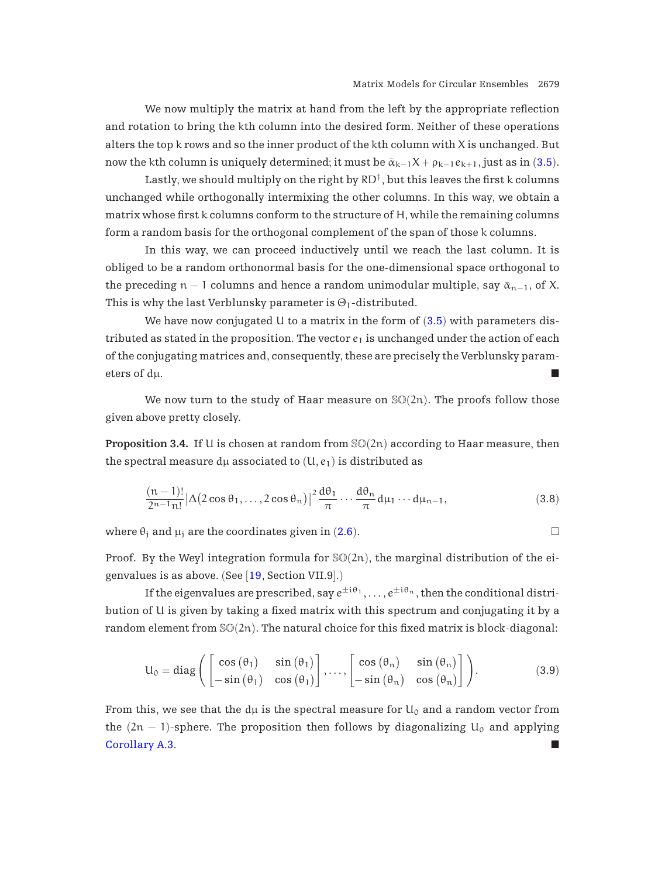We now multiply the matrix at hand from the left by the appropriate reflection and rotation to bring the $k$th column into the desired form. Neither of these operations alters the top $k$ rows and so the inner product of the $k$th column with $X$ is unchanged. But now the $k$th column is uniquely determined; it must be $\bar{\alpha}_{k-1}X + \rho_{k-1}e_{k+1}$, just as in (3.5).

Lastly, we should multiply on the right by $RD^{\dagger}$, but this leaves the first $k$ columns unchanged while orthogonally intermixing the other columns. In this way, we obtain a matrix whose first $k$ columns conform to the structure of $H$, while the remaining columns form a random basis for the orthogonal complement of the span of those $k$ columns.

In this way, we can proceed inductively until we reach the last column. It is obliged to be a random orthonormal basis for the one-dimensional space orthogonal to the preceding $n-1$ columns and hence a random unimodular multiple, say $\bar{\alpha}_{n-1}$, of $X$. This is why the last Verblunsky parameter is $\Theta_1$-distributed.

We have now conjugated $U$ to a matrix in the form of (3.5) with parameters distributed as stated in the proposition. The vector $e_1$ is unchanged under the action of each of the conjugating matrices and, consequently, these are precisely the Verblunsky parameters of $d\mu$. ■

We now turn to the study of Haar measure on $\mathbb{SO}(2n)$. The proofs follow those given above pretty closely.

**Proposition 3.4.** If $U$ is chosen at random from $\mathbb{SO}(2n)$ according to Haar measure, then the spectral measure $d\mu$ associated to $(U, e_1)$ is distributed as

$$\frac{(n-1)!}{2^{n-1}n!}\left|\Delta\big(2\cos\theta_1,\dots,2\cos\theta_n\big)\right|^2\frac{d\theta_1}{\pi}\cdots\frac{d\theta_n}{\pi}\,d\mu_1\cdots d\mu_{n-1}, \tag{3.8}$$

where $\theta_j$ and $\mu_j$ are the coordinates given in (2.6). □

Proof. By the Weyl integration formula for $\mathbb{SO}(2n)$, the marginal distribution of the eigenvalues is as above. (See [19, Section VII.9].)

If the eigenvalues are prescribed, say $e^{\pm i\theta_1},\dots,e^{\pm i\theta_n}$, then the conditional distribution of $U$ is given by taking a fixed matrix with this spectrum and conjugating it by a random element from $\mathbb{SO}(2n)$. The natural choice for this fixed matrix is block-diagonal:

$$U_0 = \operatorname{diag}\left(\begin{bmatrix}\cos(\theta_1) & \sin(\theta_1)\\ -\sin(\theta_1) & \cos(\theta_1)\end{bmatrix},\dots,\begin{bmatrix}\cos(\theta_n) & \sin(\theta_n)\\ -\sin(\theta_n) & \cos(\theta_n)\end{bmatrix}\right). \tag{3.9}$$

From this, we see that the $d\mu$ is the spectral measure for $U_0$ and a random vector from the $(2n-1)$-sphere. The proposition then follows by diagonalizing $U_0$ and applying Corollary A.3. ■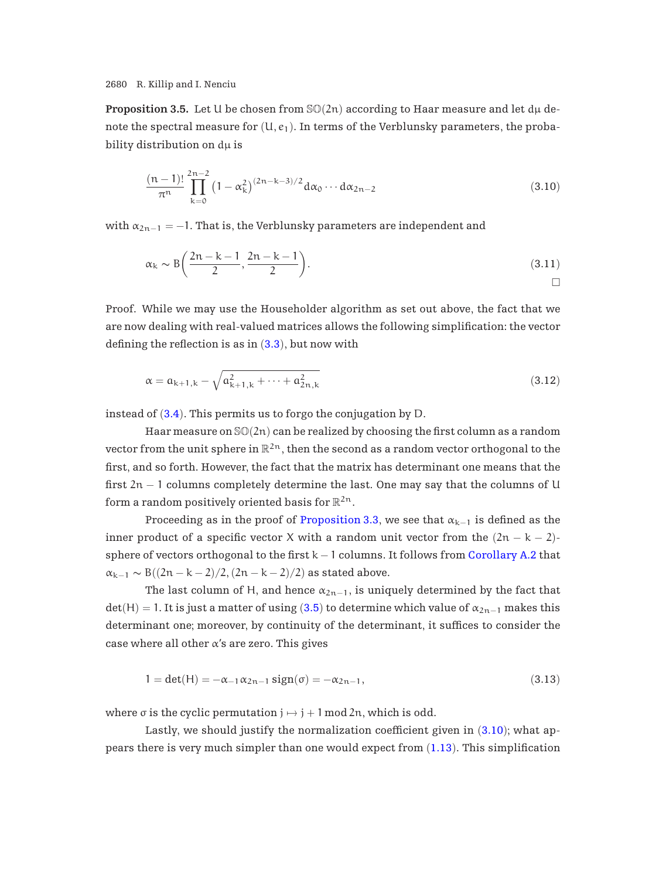**Proposition 3.5.** Let U be chosen from $\mathbb{SO}(2n)$ according to Haar measure and let $d\mu$ denote the spectral measure for $(U, e_1)$. In terms of the Verblunsky parameters, the probability distribution on $d\mu$ is

$$\frac{(n-1)!}{\pi^n} \prod_{k=0}^{2n-2} \left(1-\alpha_k^2\right)^{(2n-k-3)/2} d\alpha_0 \cdots d\alpha_{2n-2} \tag{3.10}$$

with $\alpha_{2n-1} = -1$. That is, the Verblunsky parameters are independent and

$$\alpha_k \sim \mathrm{B}\left(\frac{2n-k-1}{2}, \frac{2n-k-1}{2}\right). \tag{3.11}$$

□

*Proof.* While we may use the Householder algorithm as set out above, the fact that we are now dealing with real-valued matrices allows the following simplification: the vector defining the reflection is as in (3.3), but now with

$$\alpha = a_{k+1,k} - \sqrt{a_{k+1,k}^2 + \cdots + a_{2n,k}^2} \tag{3.12}$$

instead of (3.4). This permits us to forgo the conjugation by D.

Haar measure on $\mathbb{SO}(2n)$ can be realized by choosing the first column as a random vector from the unit sphere in $\mathbb{R}^{2n}$, then the second as a random vector orthogonal to the first, and so forth. However, the fact that the matrix has determinant one means that the first $2n-1$ columns completely determine the last. One may say that the columns of U form a random positively oriented basis for $\mathbb{R}^{2n}$.

Proceeding as in the proof of Proposition 3.3, we see that $\alpha_{k-1}$ is defined as the inner product of a specific vector X with a random unit vector from the $(2n-k-2)$-sphere of vectors orthogonal to the first $k-1$ columns. It follows from Corollary A.2 that $\alpha_{k-1} \sim \mathrm{B}((2n-k-2)/2, (2n-k-2)/2)$ as stated above.

The last column of H, and hence $\alpha_{2n-1}$, is uniquely determined by the fact that $\det(H) = 1$. It is just a matter of using (3.5) to determine which value of $\alpha_{2n-1}$ makes this determinant one; moreover, by continuity of the determinant, it suffices to consider the case where all other $\alpha$'s are zero. This gives

$$1 = \det(H) = -\alpha_{-1}\alpha_{2n-1}\,\mathrm{sign}(\sigma) = -\alpha_{2n-1}, \tag{3.13}$$

where $\sigma$ is the cyclic permutation $j \mapsto j+1 \bmod 2n$, which is odd.

Lastly, we should justify the normalization coefficient given in (3.10); what appears there is very much simpler than one would expect from (1.13). This simplification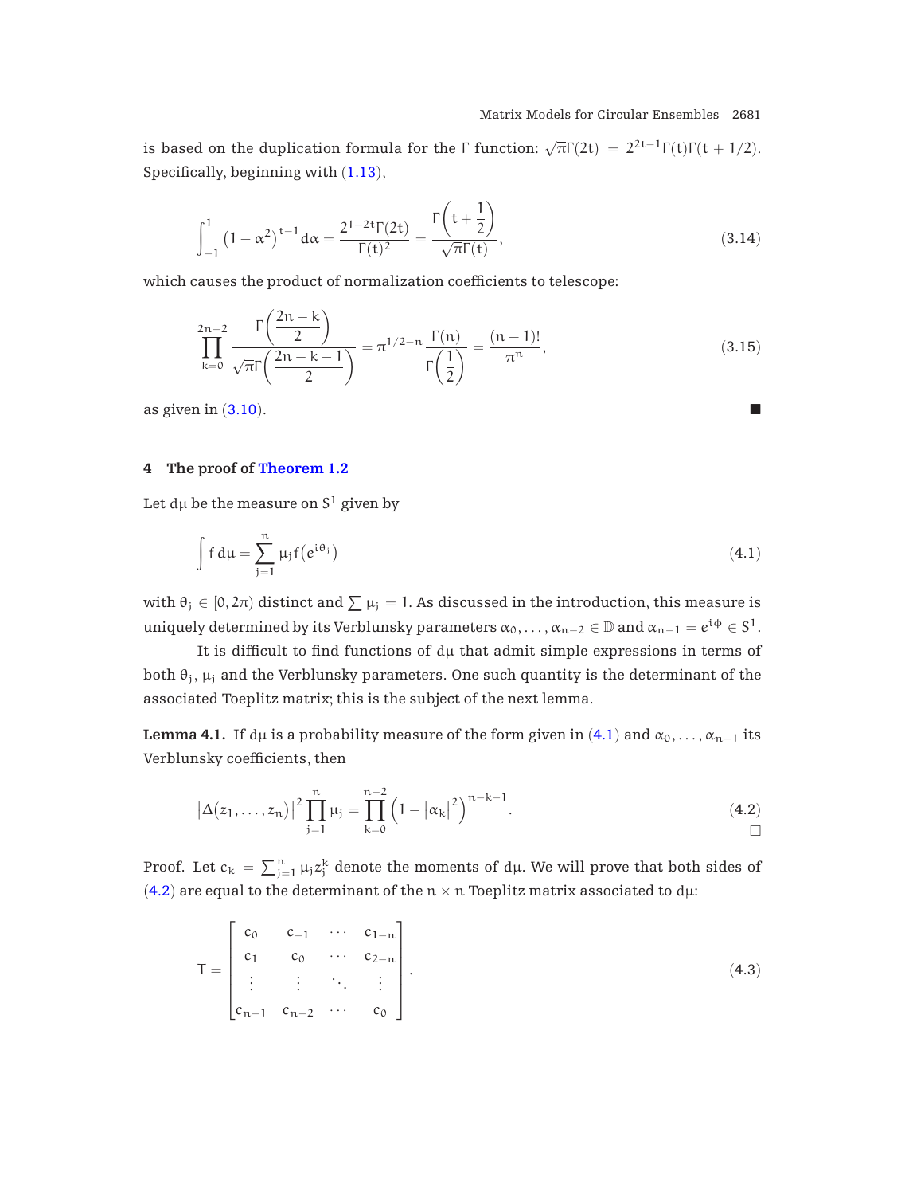is based on the duplication formula for the $\Gamma$ function: $\sqrt{\pi}\Gamma(2t) = 2^{2t-1}\Gamma(t)\Gamma(t+1/2)$. Specifically, beginning with (1.13),

$$\int_{-1}^{1} \left(1-\alpha^2\right)^{t-1} d\alpha = \frac{2^{1-2t}\Gamma(2t)}{\Gamma(t)^2} = \frac{\Gamma\left(t+\frac{1}{2}\right)}{\sqrt{\pi}\Gamma(t)}, \tag{3.14}$$

which causes the product of normalization coefficients to telescope:

$$\prod_{k=0}^{2n-2} \frac{\Gamma\left(\frac{2n-k}{2}\right)}{\sqrt{\pi}\Gamma\left(\frac{2n-k-1}{2}\right)} = \pi^{1/2-n}\frac{\Gamma(n)}{\Gamma\left(\frac{1}{2}\right)} = \frac{(n-1)!}{\pi^n}, \tag{3.15}$$

as given in (3.10). ■

## 4 The proof of Theorem 1.2

Let $d\mu$ be the measure on $S^1$ given by

$$\int f\, d\mu = \sum_{j=1}^{n} \mu_j f\left(e^{i\theta_j}\right) \tag{4.1}$$

with $\theta_j \in [0, 2\pi)$ distinct and $\sum \mu_j = 1$. As discussed in the introduction, this measure is uniquely determined by its Verblunsky parameters $\alpha_0, \ldots, \alpha_{n-2} \in \mathbb{D}$ and $\alpha_{n-1} = e^{i\phi} \in S^1$.

It is difficult to find functions of $d\mu$ that admit simple expressions in terms of both $\theta_j$, $\mu_j$ and the Verblunsky parameters. One such quantity is the determinant of the associated Toeplitz matrix; this is the subject of the next lemma.

**Lemma 4.1.** If $d\mu$ is a probability measure of the form given in (4.1) and $\alpha_0, \ldots, \alpha_{n-1}$ its Verblunsky coefficients, then

$$\left|\Delta(z_1, \ldots, z_n)\right|^2 \prod_{j=1}^{n} \mu_j = \prod_{k=0}^{n-2} \left(1 - |\alpha_k|^2\right)^{n-k-1}. \tag{4.2}$$

□

*Proof.* Let $c_k = \sum_{j=1}^{n} \mu_j z_j^k$ denote the moments of $d\mu$. We will prove that both sides of (4.2) are equal to the determinant of the $n \times n$ Toeplitz matrix associated to $d\mu$:

$$T = \begin{bmatrix} c_0 & c_{-1} & \cdots & c_{1-n} \\ c_1 & c_0 & \cdots & c_{2-n} \\ \vdots & \vdots & \ddots & \vdots \\ c_{n-1} & c_{n-2} & \cdots & c_0 \end{bmatrix}. \tag{4.3}$$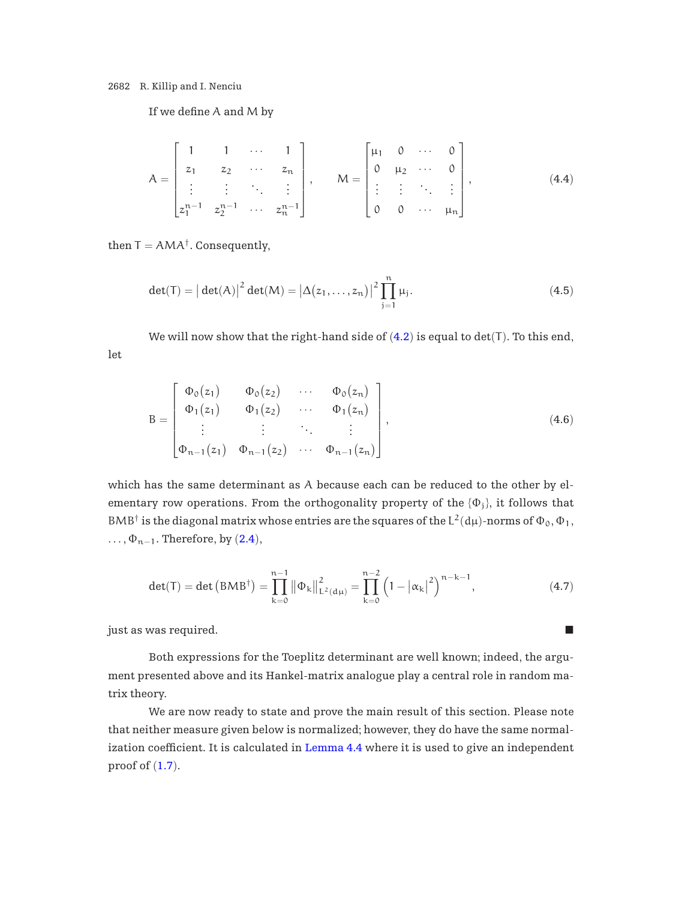If we define $A$ and $M$ by

$$A = \begin{bmatrix} 1 & 1 & \cdots & 1 \\ z_1 & z_2 & \cdots & z_n \\ \vdots & \vdots & \ddots & \vdots \\ z_1^{n-1} & z_2^{n-1} & \cdots & z_n^{n-1} \end{bmatrix}, \qquad M = \begin{bmatrix} \mu_1 & 0 & \cdots & 0 \\ 0 & \mu_2 & \cdots & 0 \\ \vdots & \vdots & \ddots & \vdots \\ 0 & 0 & \cdots & \mu_n \end{bmatrix}, \tag{4.4}$$

then $T = AMA^\dagger$. Consequently,

$$\det(T) = \left|\det(A)\right|^2 \det(M) = \left|\Delta(z_1, \dots, z_n)\right|^2 \prod_{j=1}^{n} \mu_j. \tag{4.5}$$

We will now show that the right-hand side of (4.2) is equal to $\det(T)$. To this end, let

$$B = \begin{bmatrix} \Phi_0(z_1) & \Phi_0(z_2) & \cdots & \Phi_0(z_n) \\ \Phi_1(z_1) & \Phi_1(z_2) & \cdots & \Phi_1(z_n) \\ \vdots & \vdots & \ddots & \vdots \\ \Phi_{n-1}(z_1) & \Phi_{n-1}(z_2) & \cdots & \Phi_{n-1}(z_n) \end{bmatrix}, \tag{4.6}$$

which has the same determinant as $A$ because each can be reduced to the other by elementary row operations. From the orthogonality property of the $\{\Phi_j\}$, it follows that $BMB^\dagger$ is the diagonal matrix whose entries are the squares of the $L^2(d\mu)$-norms of $\Phi_0, \Phi_1, \dots, \Phi_{n-1}$. Therefore, by (2.4),

$$\det(T) = \det\left(BMB^\dagger\right) = \prod_{k=0}^{n-1} \|\Phi_k\|_{L^2(d\mu)}^2 = \prod_{k=0}^{n-2} \left(1 - |\alpha_k|^2\right)^{n-k-1}, \tag{4.7}$$

just as was required. ∎

Both expressions for the Toeplitz determinant are well known; indeed, the argument presented above and its Hankel-matrix analogue play a central role in random matrix theory.

We are now ready to state and prove the main result of this section. Please note that neither measure given below is normalized; however, they do have the same normalization coefficient. It is calculated in Lemma 4.4 where it is used to give an independent proof of (1.7).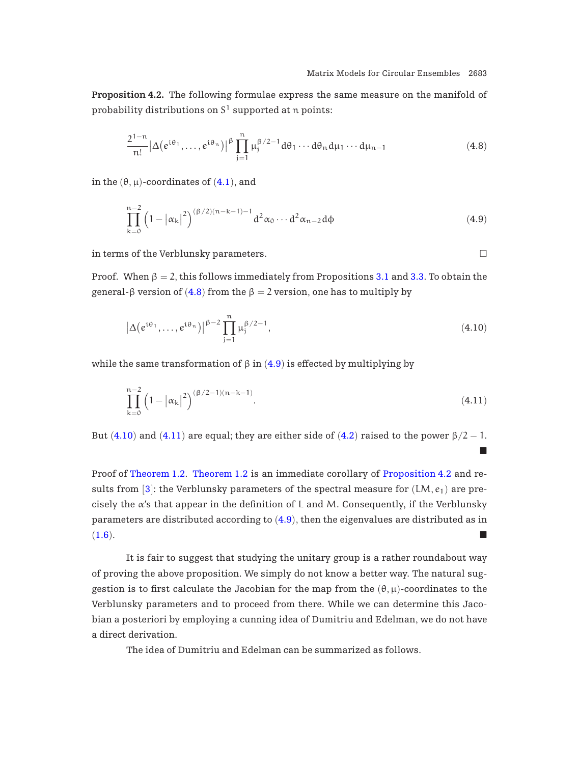**Proposition 4.2.** The following formulae express the same measure on the manifold of probability distributions on $S^1$ supported at $n$ points:

$$\frac{2^{1-n}}{n!}\left|\Delta(e^{i\theta_1},\dots,e^{i\theta_n})\right|^{\beta}\prod_{j=1}^{n}\mu_j^{\beta/2-1}\,d\theta_1\cdots d\theta_n\,d\mu_1\cdots d\mu_{n-1} \tag{4.8}$$

in the $(\theta,\mu)$-coordinates of (4.1), and

$$\prod_{k=0}^{n-2}\left(1-|\alpha_k|^2\right)^{(\beta/2)(n-k-1)-1}d^2\alpha_0\cdots d^2\alpha_{n-2}\,d\phi \tag{4.9}$$

in terms of the Verblunsky parameters. □

Proof. When $\beta=2$, this follows immediately from Propositions 3.1 and 3.3. To obtain the general-$\beta$ version of (4.8) from the $\beta=2$ version, one has to multiply by

$$\left|\Delta(e^{i\theta_1},\dots,e^{i\theta_n})\right|^{\beta-2}\prod_{j=1}^{n}\mu_j^{\beta/2-1}, \tag{4.10}$$

while the same transformation of $\beta$ in (4.9) is effected by multiplying by

$$\prod_{k=0}^{n-2}\left(1-|\alpha_k|^2\right)^{(\beta/2-1)(n-k-1)}. \tag{4.11}$$

But (4.10) and (4.11) are equal; they are either side of (4.2) raised to the power $\beta/2-1$. ■

Proof of Theorem 1.2. Theorem 1.2 is an immediate corollary of Proposition 4.2 and results from [3]: the Verblunsky parameters of the spectral measure for $(LM, e_1)$ are precisely the $\alpha$'s that appear in the definition of $L$ and $M$. Consequently, if the Verblunsky parameters are distributed according to (4.9), then the eigenvalues are distributed as in (1.6). ■

It is fair to suggest that studying the unitary group is a rather roundabout way of proving the above proposition. We simply do not know a better way. The natural suggestion is to first calculate the Jacobian for the map from the $(\theta,\mu)$-coordinates to the Verblunsky parameters and to proceed from there. While we can determine this Jacobian a posteriori by employing a cunning idea of Dumitriu and Edelman, we do not have a direct derivation.

The idea of Dumitriu and Edelman can be summarized as follows.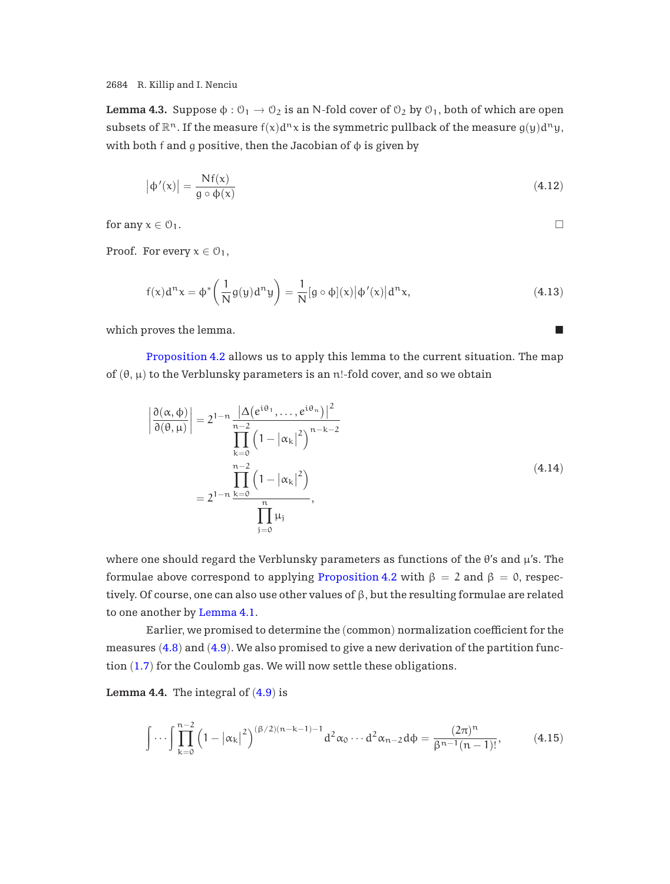**Lemma 4.3.** Suppose $\phi : \mathcal{O}_1 \to \mathcal{O}_2$ is an N-fold cover of $\mathcal{O}_2$ by $\mathcal{O}_1$, both of which are open subsets of $\mathbb{R}^n$. If the measure $f(x)d^n x$ is the symmetric pullback of the measure $g(y)d^n y$, with both f and g positive, then the Jacobian of $\phi$ is given by

$$\left|\phi'(x)\right| = \frac{N f(x)}{g \circ \phi(x)} \tag{4.12}$$

for any $x \in \mathcal{O}_1$. □

Proof. For every $x \in \mathcal{O}_1$,

$$f(x)d^n x = \phi^*\left(\frac{1}{N} g(y) d^n y\right) = \frac{1}{N}[g \circ \phi](x)\left|\phi'(x)\right| d^n x, \tag{4.13}$$

which proves the lemma. ■

Proposition 4.2 allows us to apply this lemma to the current situation. The map of $(\theta, \mu)$ to the Verblunsky parameters is an $n!$-fold cover, and so we obtain

$$\begin{aligned} \left|\frac{\partial(\alpha, \phi)}{\partial(\theta, \mu)}\right| &= 2^{1-n} \frac{\left|\Delta\left(e^{i\theta_1}, \dots, e^{i\theta_n}\right)\right|^2}{\prod_{k=0}^{n-2}\left(1 - |\alpha_k|^2\right)^{n-k-2}} \\ &= 2^{1-n} \frac{\prod_{k=0}^{n-2}\left(1 - |\alpha_k|^2\right)}{\prod_{j=0}^{n} \mu_j}, \end{aligned} \tag{4.14}$$

where one should regard the Verblunsky parameters as functions of the $\theta$'s and $\mu$'s. The formulae above correspond to applying Proposition 4.2 with $\beta = 2$ and $\beta = 0$, respectively. Of course, one can also use other values of $\beta$, but the resulting formulae are related to one another by Lemma 4.1.

Earlier, we promised to determine the (common) normalization coefficient for the measures (4.8) and (4.9). We also promised to give a new derivation of the partition function (1.7) for the Coulomb gas. We will now settle these obligations.

**Lemma 4.4.** The integral of (4.9) is

$$\int \cdots \int \prod_{k=0}^{n-2}\left(1 - |\alpha_k|^2\right)^{(\beta/2)(n-k-1)-1} d^2\alpha_0 \cdots d^2\alpha_{n-2}\, d\phi = \frac{(2\pi)^n}{\beta^{n-1}(n-1)!}, \tag{4.15}$$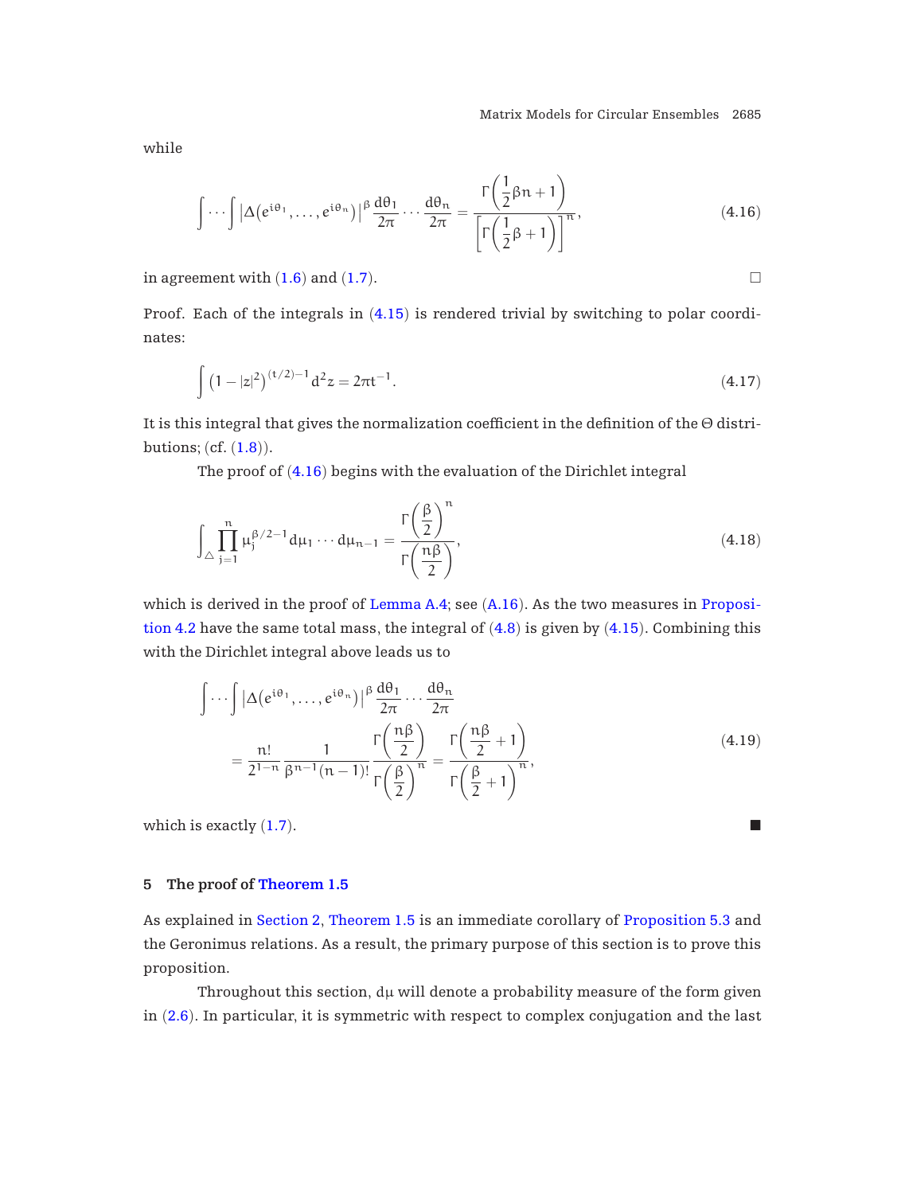while

$$\int \cdots \int \left|\Delta(e^{i\theta_1}, \ldots, e^{i\theta_n})\right|^{\beta} \frac{d\theta_1}{2\pi} \cdots \frac{d\theta_n}{2\pi} = \frac{\Gamma\left(\frac{1}{2}\beta n + 1\right)}{\left[\Gamma\left(\frac{1}{2}\beta + 1\right)\right]^{n}}, \tag{4.16}$$

in agreement with (1.6) and (1.7). □

Proof. Each of the integrals in (4.15) is rendered trivial by switching to polar coordinates:

$$\int \left(1 - |z|^2\right)^{(t/2)-1} d^2 z = 2\pi t^{-1}. \tag{4.17}$$

It is this integral that gives the normalization coefficient in the definition of the Θ distributions; (cf. (1.8)).

The proof of (4.16) begins with the evaluation of the Dirichlet integral

$$\int_{\triangle} \prod_{j=1}^{n} \mu_j^{\beta/2-1} d\mu_1 \cdots d\mu_{n-1} = \frac{\Gamma\left(\frac{\beta}{2}\right)^{n}}{\Gamma\left(\frac{n\beta}{2}\right)}, \tag{4.18}$$

which is derived in the proof of Lemma A.4; see (A.16). As the two measures in Proposition 4.2 have the same total mass, the integral of (4.8) is given by (4.15). Combining this with the Dirichlet integral above leads us to

$$\begin{aligned} &\int \cdots \int \left|\Delta(e^{i\theta_1}, \ldots, e^{i\theta_n})\right|^{\beta} \frac{d\theta_1}{2\pi} \cdots \frac{d\theta_n}{2\pi} \\ &\quad = \frac{n!}{2^{1-n}} \frac{1}{\beta^{n-1}(n-1)!} \frac{\Gamma\left(\frac{n\beta}{2}\right)}{\Gamma\left(\frac{\beta}{2}\right)^{n}} = \frac{\Gamma\left(\frac{n\beta}{2} + 1\right)}{\Gamma\left(\frac{\beta}{2} + 1\right)^{n}}, \end{aligned} \tag{4.19}$$

which is exactly (1.7). ■

## 5 The proof of Theorem 1.5

As explained in Section 2, Theorem 1.5 is an immediate corollary of Proposition 5.3 and the Geronimus relations. As a result, the primary purpose of this section is to prove this proposition.

Throughout this section, $d\mu$ will denote a probability measure of the form given in (2.6). In particular, it is symmetric with respect to complex conjugation and the last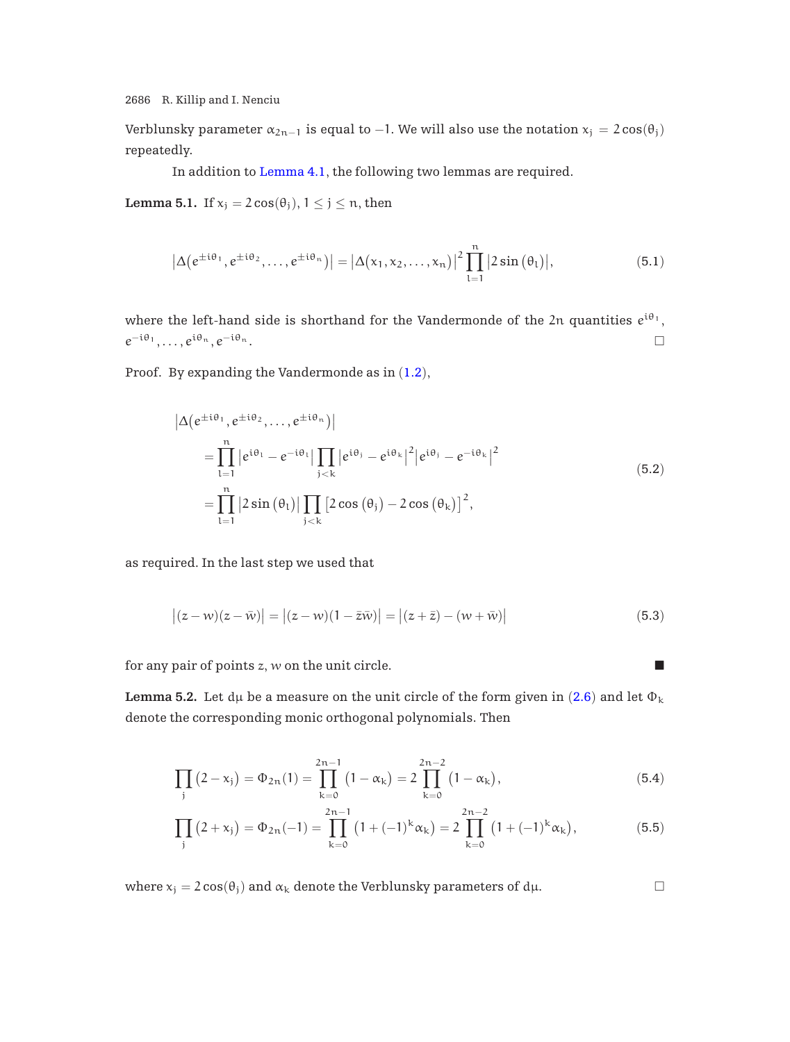Verblunsky parameter $\alpha_{2n-1}$ is equal to $-1$. We will also use the notation $x_j = 2\cos(\theta_j)$ repeatedly.

In addition to Lemma 4.1, the following two lemmas are required.

**Lemma 5.1.** If $x_j = 2\cos(\theta_j)$, $1 \le j \le n$, then

$$\left|\Delta\left(e^{\pm i\theta_1}, e^{\pm i\theta_2}, \ldots, e^{\pm i\theta_n}\right)\right| = \left|\Delta(x_1, x_2, \ldots, x_n)\right|^2 \prod_{l=1}^{n} \left|2\sin(\theta_l)\right|, \tag{5.1}$$

where the left-hand side is shorthand for the Vandermonde of the $2n$ quantities $e^{i\theta_1}$, $e^{-i\theta_1}, \ldots, e^{i\theta_n}, e^{-i\theta_n}$. □

*Proof.* By expanding the Vandermonde as in (1.2),

$$\begin{aligned}
&\left|\Delta\left(e^{\pm i\theta_1}, e^{\pm i\theta_2}, \ldots, e^{\pm i\theta_n}\right)\right| \\
&\quad = \prod_{l=1}^{n} \left|e^{i\theta_l} - e^{-i\theta_l}\right| \prod_{j<k} \left|e^{i\theta_j} - e^{i\theta_k}\right|^2 \left|e^{i\theta_j} - e^{-i\theta_k}\right|^2 \\
&\quad = \prod_{l=1}^{n} \left|2\sin(\theta_l)\right| \prod_{j<k} \left[2\cos(\theta_j) - 2\cos(\theta_k)\right]^2,
\end{aligned} \tag{5.2}$$

as required. In the last step we used that

$$\left|(z-w)(z-\bar{w})\right| = \left|(z-w)(1-\bar{z}\bar{w})\right| = \left|(z+\bar{z}) - (w+\bar{w})\right| \tag{5.3}$$

for any pair of points $z, w$ on the unit circle. ■

**Lemma 5.2.** Let $d\mu$ be a measure on the unit circle of the form given in (2.6) and let $\Phi_k$ denote the corresponding monic orthogonal polynomials. Then

$$\prod_j (2 - x_j) = \Phi_{2n}(1) = \prod_{k=0}^{2n-1} (1 - \alpha_k) = 2 \prod_{k=0}^{2n-2} (1 - \alpha_k), \tag{5.4}$$

$$\prod_j (2 + x_j) = \Phi_{2n}(-1) = \prod_{k=0}^{2n-1} \left(1 + (-1)^k \alpha_k\right) = 2 \prod_{k=0}^{2n-2} \left(1 + (-1)^k \alpha_k\right), \tag{5.5}$$

where $x_j = 2\cos(\theta_j)$ and $\alpha_k$ denote the Verblunsky parameters of $d\mu$. □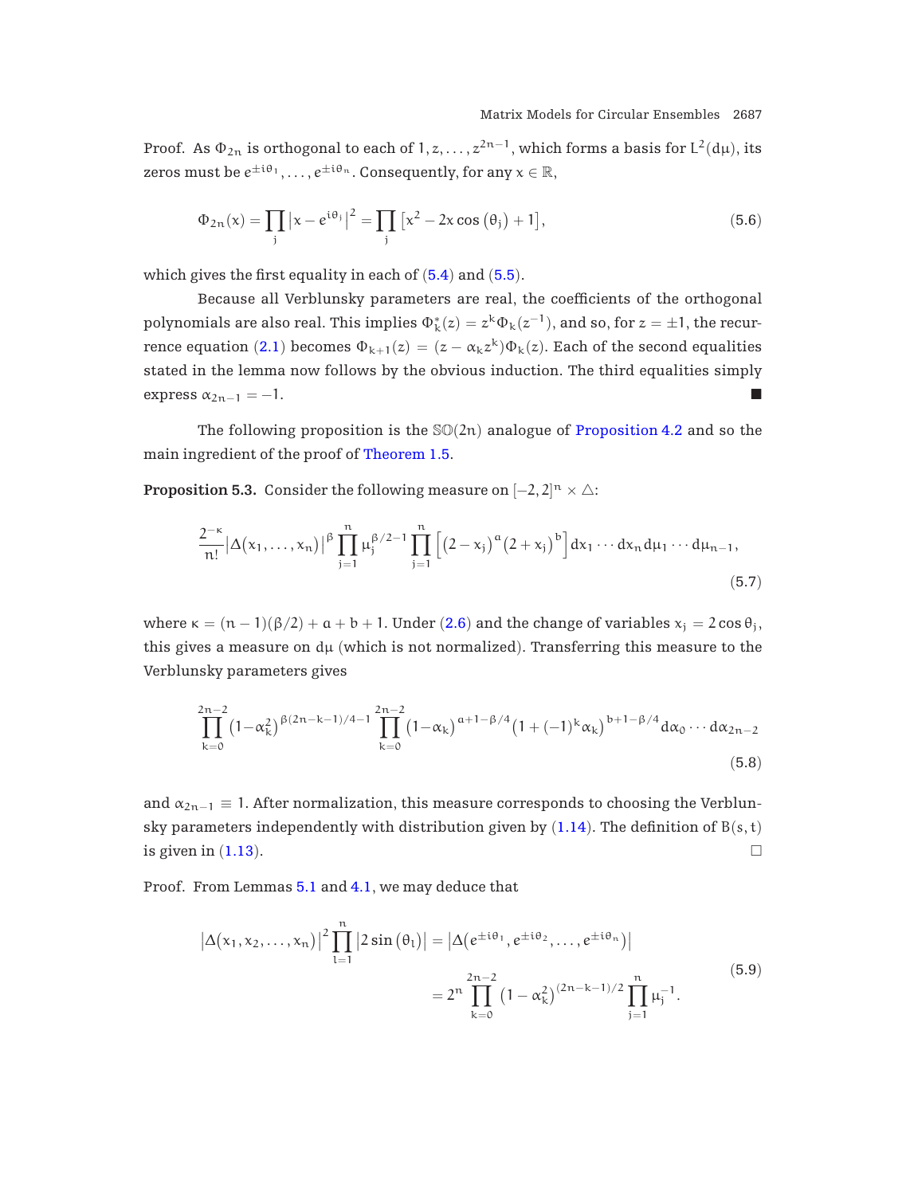*Proof.* As $\Phi_{2n}$ is orthogonal to each of $1, z, \ldots, z^{2n-1}$, which forms a basis for $L^2(d\mu)$, its zeros must be $e^{\pm i\theta_1}, \ldots, e^{\pm i\theta_n}$. Consequently, for any $x \in \mathbb{R}$,

$$\Phi_{2n}(x) = \prod_j \left|x - e^{i\theta_j}\right|^2 = \prod_j \left[x^2 - 2x\cos(\theta_j) + 1\right], \tag{5.6}$$

which gives the first equality in each of (5.4) and (5.5).

Because all Verblunsky parameters are real, the coefficients of the orthogonal polynomials are also real. This implies $\Phi_k^*(z) = z^k \Phi_k(z^{-1})$, and so, for $z = \pm 1$, the recurrence equation (2.1) becomes $\Phi_{k+1}(z) = (z - \alpha_k z^k)\Phi_k(z)$. Each of the second equalities stated in the lemma now follows by the obvious induction. The third equalities simply express $\alpha_{2n-1} = -1$. ■

The following proposition is the $\mathbb{SO}(2n)$ analogue of Proposition 4.2 and so the main ingredient of the proof of Theorem 1.5.

**Proposition 5.3.** Consider the following measure on $[-2, 2]^n \times \triangle$:

$$\frac{2^{-\kappa}}{n!} \left|\Delta(x_1, \ldots, x_n)\right|^\beta \prod_{j=1}^n \mu_j^{\beta/2-1} \prod_{j=1}^n \left[(2 - x_j)^a (2 + x_j)^b\right] dx_1 \cdots dx_n \, d\mu_1 \cdots d\mu_{n-1}, \tag{5.7}$$

where $\kappa = (n-1)(\beta/2) + a + b + 1$. Under (2.6) and the change of variables $x_j = 2\cos\theta_j$, this gives a measure on $d\mu$ (which is not normalized). Transferring this measure to the Verblunsky parameters gives

$$\prod_{k=0}^{2n-2} (1 - \alpha_k^2)^{\beta(2n-k-1)/4-1} \prod_{k=0}^{2n-2} (1 - \alpha_k)^{a+1-\beta/4} \left(1 + (-1)^k \alpha_k\right)^{b+1-\beta/4} d\alpha_0 \cdots d\alpha_{2n-2} \tag{5.8}$$

and $\alpha_{2n-1} \equiv 1$. After normalization, this measure corresponds to choosing the Verblunsky parameters independently with distribution given by (1.14). The definition of $B(s,t)$ is given in (1.13). □

*Proof.* From Lemmas 5.1 and 4.1, we may deduce that

$$\begin{aligned} \left|\Delta(x_1, x_2, \ldots, x_n)\right|^2 \prod_{l=1}^n \left|2\sin(\theta_l)\right| &= \left|\Delta(e^{\pm i\theta_1}, e^{\pm i\theta_2}, \ldots, e^{\pm i\theta_n})\right| \\ &= 2^n \prod_{k=0}^{2n-2} (1 - \alpha_k^2)^{(2n-k-1)/2} \prod_{j=1}^n \mu_j^{-1}. \end{aligned} \tag{5.9}$$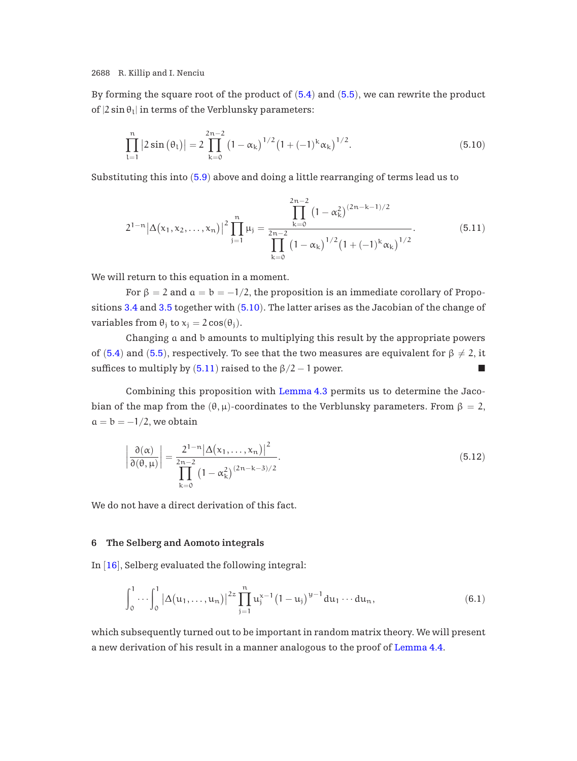By forming the square root of the product of (5.4) and (5.5), we can rewrite the product of $|2\sin\theta_l|$ in terms of the Verblunsky parameters:

$$\prod_{l=1}^{n} \left|2\sin(\theta_l)\right| = 2\prod_{k=0}^{2n-2} \left(1-\alpha_k\right)^{1/2}\left(1+(-1)^k\alpha_k\right)^{1/2}. \tag{5.10}$$

Substituting this into (5.9) above and doing a little rearranging of terms lead us to

$$2^{1-n}\left|\Delta(x_1,x_2,\ldots,x_n)\right|^2\prod_{j=1}^{n}\mu_j = \frac{\displaystyle\prod_{k=0}^{2n-2}\left(1-\alpha_k^2\right)^{(2n-k-1)/2}}{\displaystyle\prod_{k=0}^{2n-2}\left(1-\alpha_k\right)^{1/2}\left(1+(-1)^k\alpha_k\right)^{1/2}}. \tag{5.11}$$

We will return to this equation in a moment.

For $\beta = 2$ and $a = b = -1/2$, the proposition is an immediate corollary of Propositions 3.4 and 3.5 together with (5.10). The latter arises as the Jacobian of the change of variables from $\theta_j$ to $x_j = 2\cos(\theta_j)$.

Changing $a$ and $b$ amounts to multiplying this result by the appropriate powers of (5.4) and (5.5), respectively. To see that the two measures are equivalent for $\beta \neq 2$, it suffices to multiply by (5.11) raised to the $\beta/2-1$ power. ■

Combining this proposition with Lemma 4.3 permits us to determine the Jacobian of the map from the $(\theta,\mu)$-coordinates to the Verblunsky parameters. From $\beta = 2$, $a = b = -1/2$, we obtain

$$\left|\frac{\partial(\alpha)}{\partial(\theta,\mu)}\right| = \frac{2^{1-n}\left|\Delta(x_1,\ldots,x_n)\right|^2}{\displaystyle\prod_{k=0}^{2n-2}\left(1-\alpha_k^2\right)^{(2n-k-3)/2}}. \tag{5.12}$$

We do not have a direct derivation of this fact.

## 6 The Selberg and Aomoto integrals

In [16], Selberg evaluated the following integral:

$$\int_0^1\cdots\int_0^1 \left|\Delta(u_1,\ldots,u_n)\right|^{2z}\prod_{j=1}^{n}u_j^{x-1}\left(1-u_j\right)^{y-1}du_1\cdots du_n, \tag{6.1}$$

which subsequently turned out to be important in random matrix theory. We will present a new derivation of his result in a manner analogous to the proof of Lemma 4.4.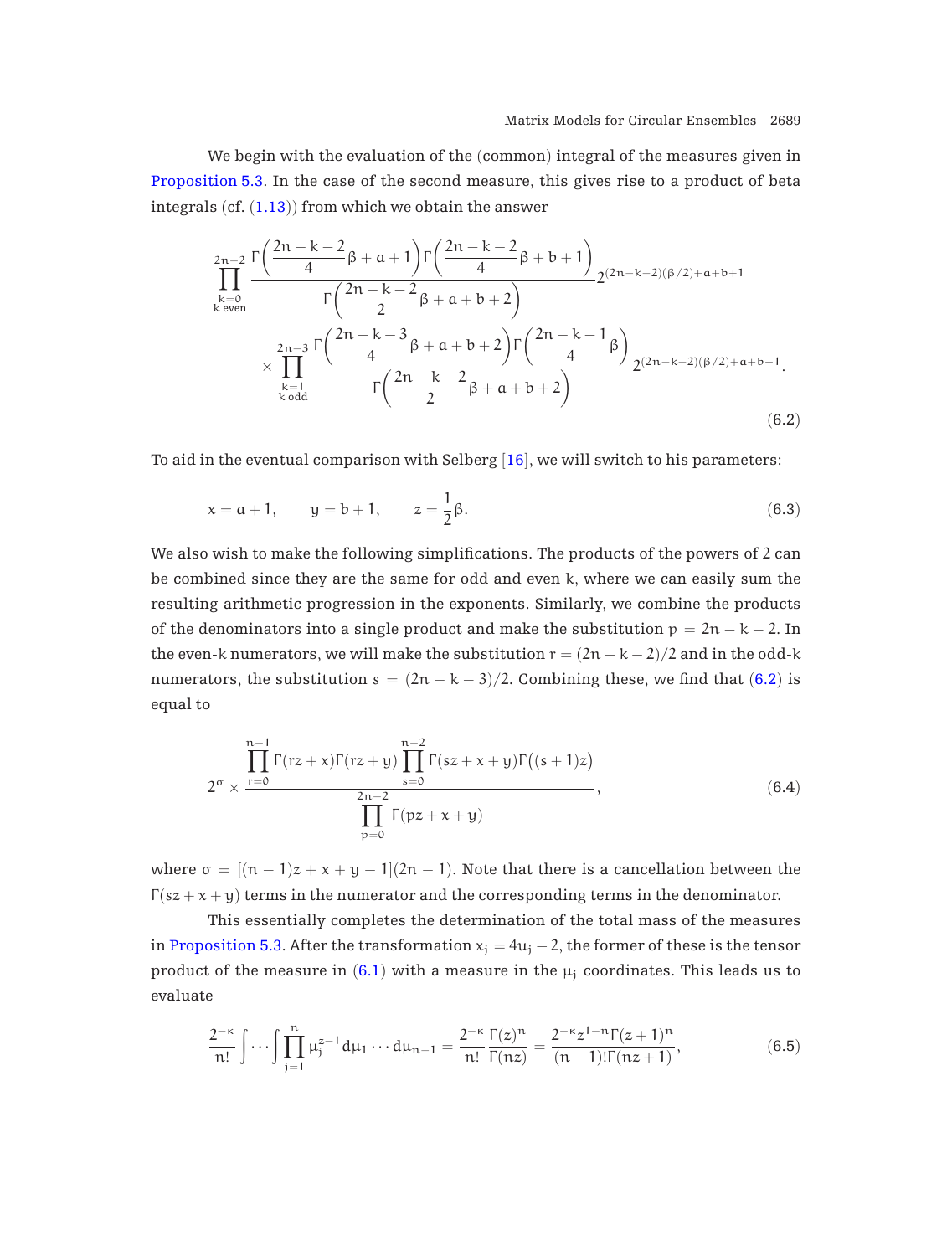We begin with the evaluation of the (common) integral of the measures given in Proposition 5.3. In the case of the second measure, this gives rise to a product of beta integrals (cf. (1.13)) from which we obtain the answer

$$\prod_{\substack{k=0\\ k \text{ even}}}^{2n-2} \frac{\Gamma\left(\frac{2n-k-2}{4}\beta+a+1\right)\Gamma\left(\frac{2n-k-2}{4}\beta+b+1\right)}{\Gamma\left(\frac{2n-k-2}{2}\beta+a+b+2\right)} 2^{(2n-k-2)(\beta/2)+a+b+1}$$
$$\times \prod_{\substack{k=1\\ k \text{ odd}}}^{2n-3} \frac{\Gamma\left(\frac{2n-k-3}{4}\beta+a+b+2\right)\Gamma\left(\frac{2n-k-1}{4}\beta\right)}{\Gamma\left(\frac{2n-k-2}{2}\beta+a+b+2\right)} 2^{(2n-k-2)(\beta/2)+a+b+1}. \tag{6.2}$$

To aid in the eventual comparison with Selberg [16], we will switch to his parameters:

$$x = a+1, \qquad y = b+1, \qquad z = \frac{1}{2}\beta. \tag{6.3}$$

We also wish to make the following simplifications. The products of the powers of 2 can be combined since they are the same for odd and even k, where we can easily sum the resulting arithmetic progression in the exponents. Similarly, we combine the products of the denominators into a single product and make the substitution $p = 2n-k-2$. In the even-$k$ numerators, we will make the substitution $r = (2n-k-2)/2$ and in the odd-$k$ numerators, the substitution $s = (2n-k-3)/2$. Combining these, we find that (6.2) is equal to

$$2^{\sigma} \times \frac{\prod_{r=0}^{n-1} \Gamma(rz+x)\Gamma(rz+y) \prod_{s=0}^{n-2} \Gamma(sz+x+y)\Gamma\big((s+1)z\big)}{\prod_{p=0}^{2n-2} \Gamma(pz+x+y)}, \tag{6.4}$$

where $\sigma = [(n-1)z+x+y-1](2n-1)$. Note that there is a cancellation between the $\Gamma(sz+x+y)$ terms in the numerator and the corresponding terms in the denominator.

This essentially completes the determination of the total mass of the measures in Proposition 5.3. After the transformation $x_j = 4u_j - 2$, the former of these is the tensor product of the measure in (6.1) with a measure in the $\mu_j$ coordinates. This leads us to evaluate

$$\frac{2^{-\kappa}}{n!} \int \cdots \int \prod_{j=1}^{n} \mu_j^{z-1} d\mu_1 \cdots d\mu_{n-1} = \frac{2^{-\kappa}}{n!} \frac{\Gamma(z)^n}{\Gamma(nz)} = \frac{2^{-\kappa} z^{1-n} \Gamma(z+1)^n}{(n-1)!\Gamma(nz+1)}, \tag{6.5}$$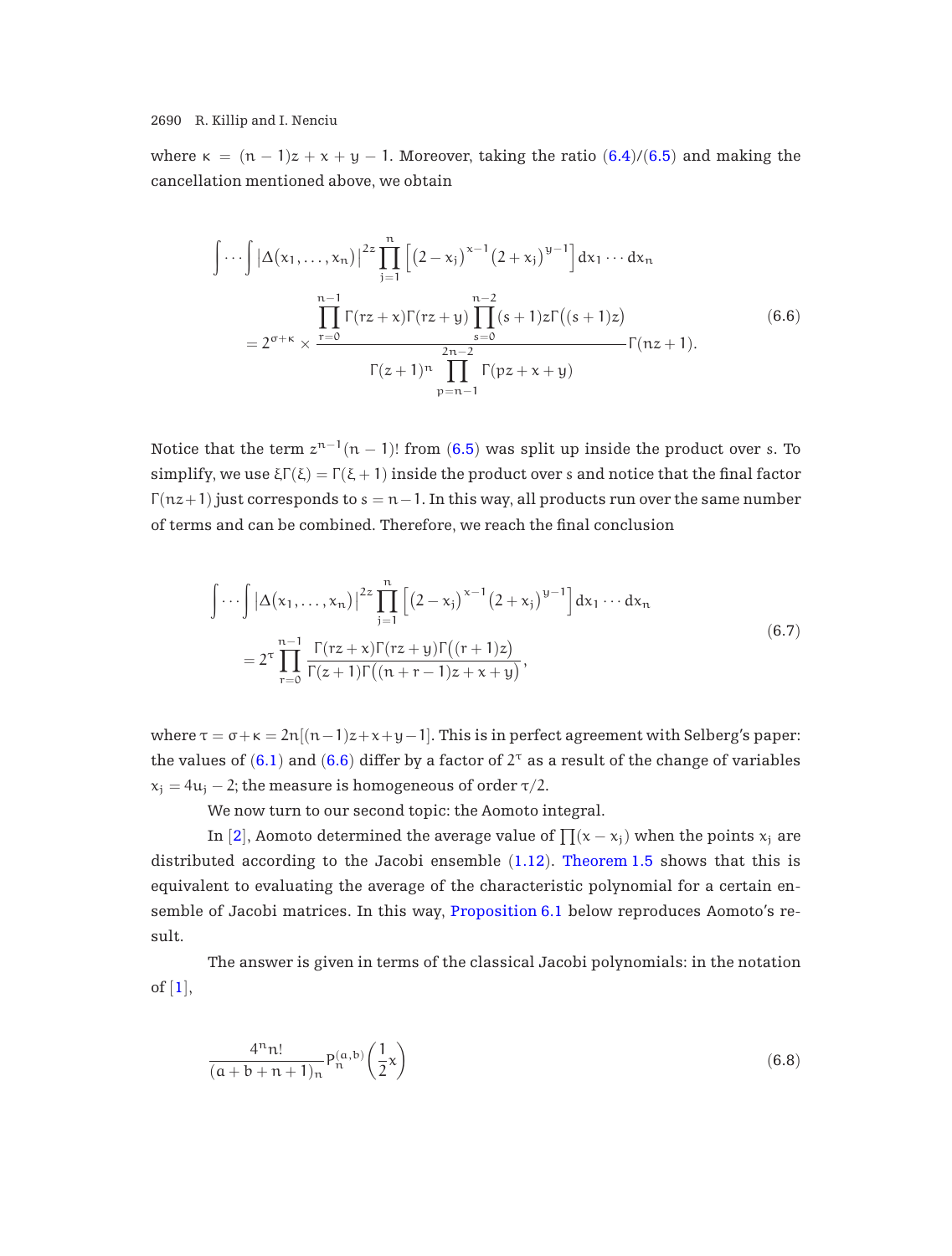where $\kappa = (n-1)z + x + y - 1$. Moreover, taking the ratio (6.4)/(6.5) and making the cancellation mentioned above, we obtain

$$
\begin{aligned}
&\int \cdots \int \left|\Delta(x_1, \ldots, x_n)\right|^{2z} \prod_{j=1}^{n} \left[ (2-x_j)^{x-1} (2+x_j)^{y-1} \right] dx_1 \cdots dx_n \\
&\quad = 2^{\sigma+\kappa} \times \frac{\prod_{r=0}^{n-1} \Gamma(rz+x)\Gamma(rz+y) \prod_{s=0}^{n-2} (s+1)z\Gamma\big((s+1)z\big)}{\Gamma(z+1)^n \prod_{p=n-1}^{2n-2} \Gamma(pz+x+y)} \Gamma(nz+1).
\end{aligned}
\tag{6.6}
$$

Notice that the term $z^{n-1}(n-1)!$ from (6.5) was split up inside the product over $s$. To simplify, we use $\xi\Gamma(\xi) = \Gamma(\xi+1)$ inside the product over $s$ and notice that the final factor $\Gamma(nz+1)$ just corresponds to $s = n-1$. In this way, all products run over the same number of terms and can be combined. Therefore, we reach the final conclusion

$$
\begin{aligned}
&\int \cdots \int \left|\Delta(x_1, \ldots, x_n)\right|^{2z} \prod_{j=1}^{n} \left[ (2-x_j)^{x-1} (2+x_j)^{y-1} \right] dx_1 \cdots dx_n \\
&\quad = 2^{\tau} \prod_{r=0}^{n-1} \frac{\Gamma(rz+x)\Gamma(rz+y)\Gamma\big((r+1)z\big)}{\Gamma(z+1)\Gamma\big((n+r-1)z+x+y\big)},
\end{aligned}
\tag{6.7}
$$

where $\tau = \sigma + \kappa = 2n[(n-1)z + x + y - 1]$. This is in perfect agreement with Selberg's paper: the values of (6.1) and (6.6) differ by a factor of $2^{\tau}$ as a result of the change of variables $x_j = 4u_j - 2$; the measure is homogeneous of order $\tau/2$.

We now turn to our second topic: the Aomoto integral.

In [2], Aomoto determined the average value of $\prod(x - x_j)$ when the points $x_j$ are distributed according to the Jacobi ensemble (1.12). Theorem 1.5 shows that this is equivalent to evaluating the average of the characteristic polynomial for a certain ensemble of Jacobi matrices. In this way, Proposition 6.1 below reproduces Aomoto's result.

The answer is given in terms of the classical Jacobi polynomials: in the notation of [1],

$$
\frac{4^n n!}{(a+b+n+1)_n} P_n^{(a,b)}\left(\frac{1}{2}x\right)
\tag{6.8}
$$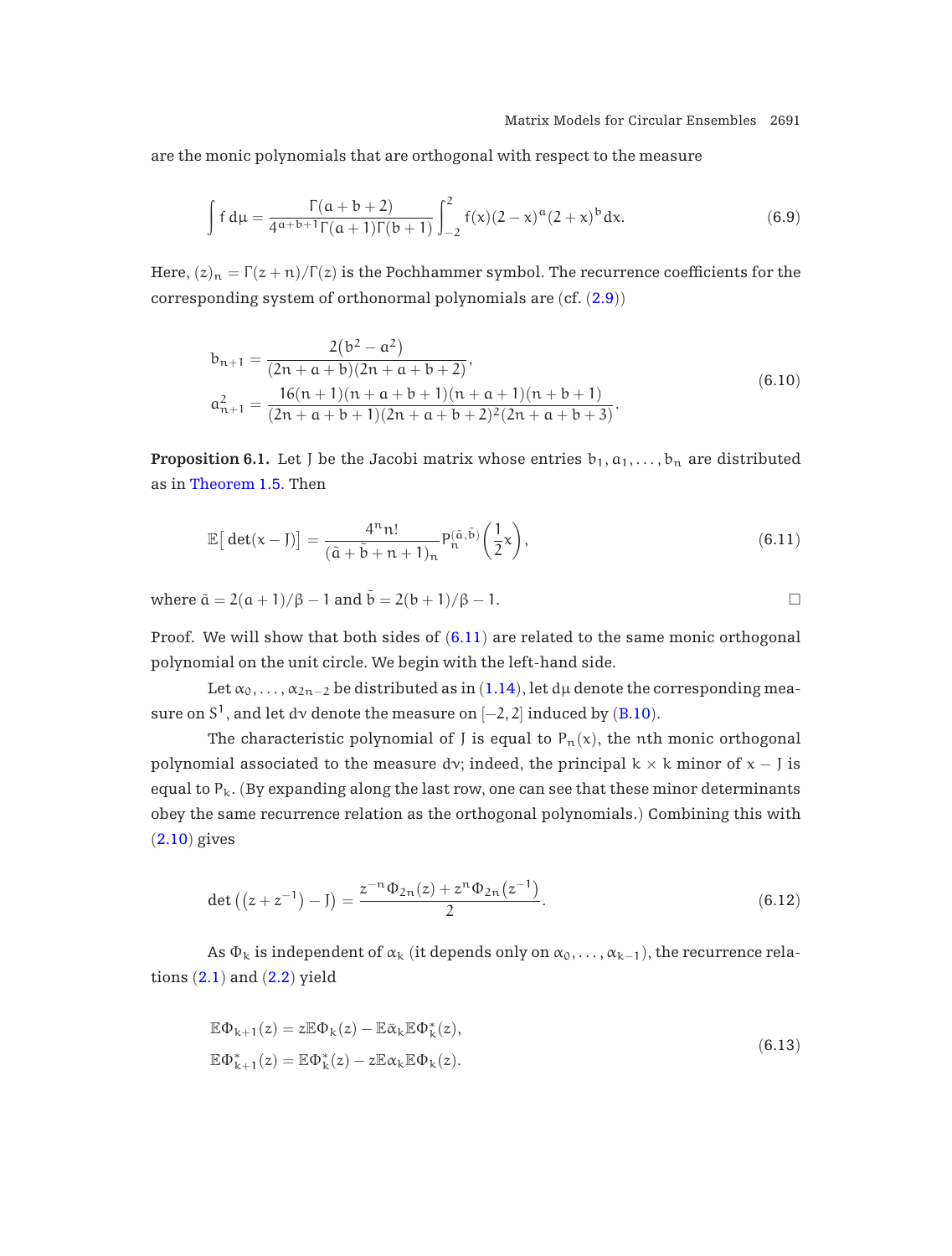are the monic polynomials that are orthogonal with respect to the measure

$$\int f\,d\mu = \frac{\Gamma(a+b+2)}{4^{a+b+1}\Gamma(a+1)\Gamma(b+1)} \int_{-2}^{2} f(x)(2-x)^a(2+x)^b\,dx. \tag{6.9}$$

Here, $(z)_n = \Gamma(z+n)/\Gamma(z)$ is the Pochhammer symbol. The recurrence coefficients for the corresponding system of orthonormal polynomials are (cf. (2.9))

$$\begin{aligned} b_{n+1} &= \frac{2\left(b^2-a^2\right)}{(2n+a+b)(2n+a+b+2)}, \\ a_{n+1}^2 &= \frac{16(n+1)(n+a+b+1)(n+a+1)(n+b+1)}{(2n+a+b+1)(2n+a+b+2)^2(2n+a+b+3)}. \end{aligned} \tag{6.10}$$

**Proposition 6.1.** Let J be the Jacobi matrix whose entries $b_1, a_1, \ldots, b_n$ are distributed as in Theorem 1.5. Then

$$\mathbb{E}\big[\det(x-J)\big] = \frac{4^n n!}{(\tilde{a}+\tilde{b}+n+1)_n} P_n^{(\tilde{a},\tilde{b})}\left(\frac{1}{2}x\right), \tag{6.11}$$

where $\tilde{a} = 2(a+1)/\beta - 1$ and $\tilde{b} = 2(b+1)/\beta - 1$. □

Proof. We will show that both sides of (6.11) are related to the same monic orthogonal polynomial on the unit circle. We begin with the left-hand side.

Let $\alpha_0, \ldots, \alpha_{2n-2}$ be distributed as in (1.14), let $d\mu$ denote the corresponding measure on $S^1$, and let $d\nu$ denote the measure on $[-2,2]$ induced by (B.10).

The characteristic polynomial of J is equal to $P_n(x)$, the nth monic orthogonal polynomial associated to the measure $d\nu$; indeed, the principal $k \times k$ minor of $x - J$ is equal to $P_k$. (By expanding along the last row, one can see that these minor determinants obey the same recurrence relation as the orthogonal polynomials.) Combining this with (2.10) gives

$$\det\left(\left(z+z^{-1}\right) - J\right) = \frac{z^{-n}\Phi_{2n}(z) + z^n \Phi_{2n}\left(z^{-1}\right)}{2}. \tag{6.12}$$

As $\Phi_k$ is independent of $\alpha_k$ (it depends only on $\alpha_0, \ldots, \alpha_{k-1}$), the recurrence relations (2.1) and (2.2) yield

$$\begin{aligned} \mathbb{E}\Phi_{k+1}(z) &= z\mathbb{E}\Phi_k(z) - \mathbb{E}\bar{\alpha}_k \mathbb{E}\Phi_k^*(z), \\ \mathbb{E}\Phi_{k+1}^*(z) &= \mathbb{E}\Phi_k^*(z) - z\mathbb{E}\alpha_k \mathbb{E}\Phi_k(z). \end{aligned} \tag{6.13}$$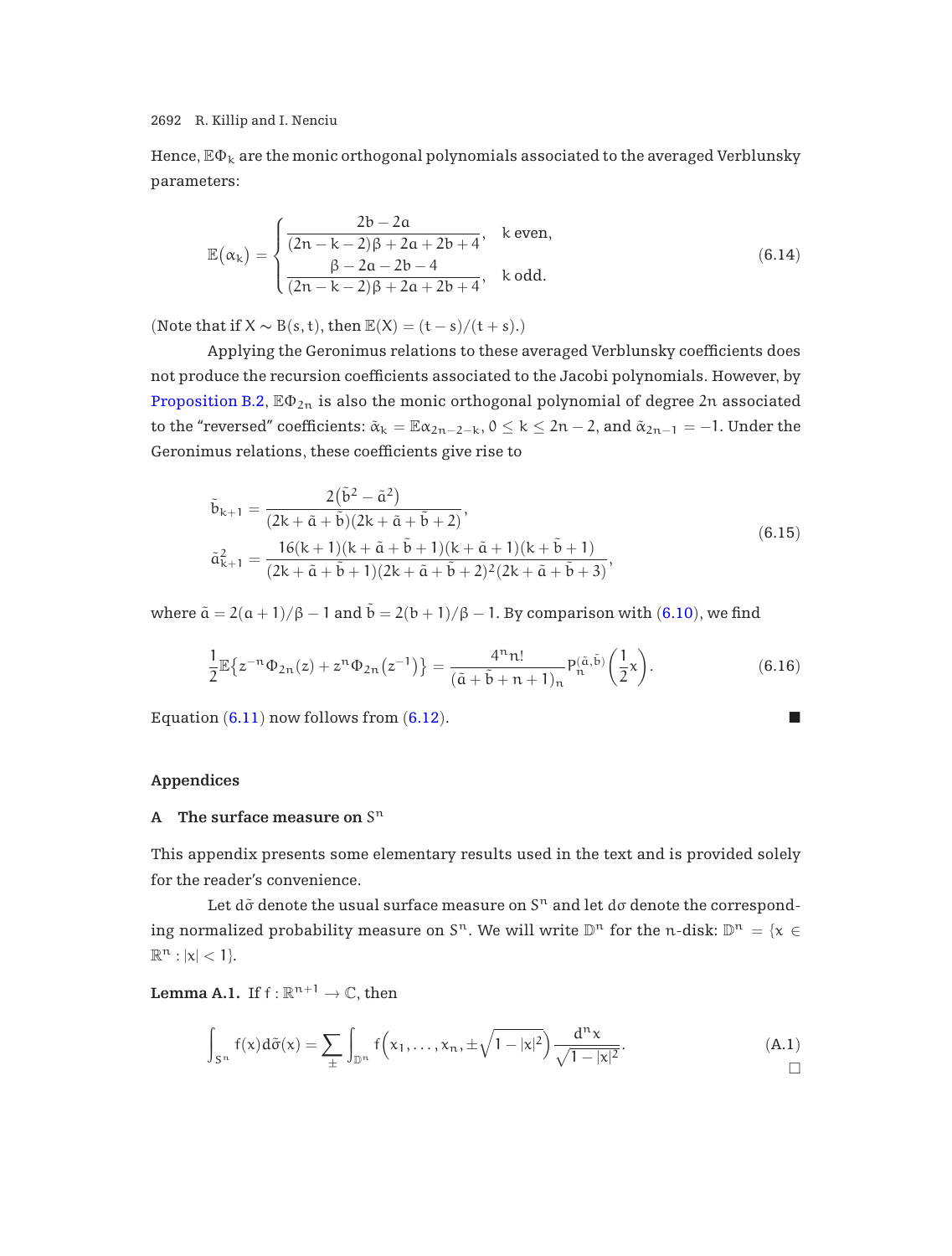Hence, $\mathbb{E}\Phi_k$ are the monic orthogonal polynomials associated to the averaged Verblunsky parameters:

$$\mathbb{E}(\alpha_k) = \begin{cases} \dfrac{2b-2a}{(2n-k-2)\beta + 2a + 2b + 4}, & k \text{ even}, \\ \dfrac{\beta - 2a - 2b - 4}{(2n-k-2)\beta + 2a + 2b + 4}, & k \text{ odd}. \end{cases} \tag{6.14}$$

(Note that if $X \sim B(s,t)$, then $\mathbb{E}(X) = (t-s)/(t+s)$.)

Applying the Geronimus relations to these averaged Verblunsky coefficients does not produce the recursion coefficients associated to the Jacobi polynomials. However, by Proposition B.2, $\mathbb{E}\Phi_{2n}$ is also the monic orthogonal polynomial of degree $2n$ associated to the "reversed" coefficients: $\tilde{\alpha}_k = \mathbb{E}\alpha_{2n-2-k}$, $0 \leq k \leq 2n-2$, and $\tilde{\alpha}_{2n-1} = -1$. Under the Geronimus relations, these coefficients give rise to

$$\begin{aligned} \tilde{b}_{k+1} &= \frac{2(\tilde{b}^2 - \tilde{a}^2)}{(2k+\tilde{a}+\tilde{b})(2k+\tilde{a}+\tilde{b}+2)}, \\ \tilde{a}_{k+1}^2 &= \frac{16(k+1)(k+\tilde{a}+\tilde{b}+1)(k+\tilde{a}+1)(k+\tilde{b}+1)}{(2k+\tilde{a}+\tilde{b}+1)(2k+\tilde{a}+\tilde{b}+2)^2(2k+\tilde{a}+\tilde{b}+3)}, \end{aligned} \tag{6.15}$$

where $\tilde{a} = 2(a+1)/\beta - 1$ and $\tilde{b} = 2(b+1)/\beta - 1$. By comparison with (6.10), we find

$$\frac{1}{2}\mathbb{E}\{z^{-n}\Phi_{2n}(z) + z^n\Phi_{2n}(z^{-1})\} = \frac{4^n n!}{(\tilde{a}+\tilde{b}+n+1)_n} P_n^{(\tilde{a},\tilde{b})}\left(\frac{1}{2}x\right). \tag{6.16}$$

Equation (6.11) now follows from (6.12). ∎

## Appendices

### A The surface measure on $S^n$

This appendix presents some elementary results used in the text and is provided solely for the reader's convenience.

Let $d\tilde{\sigma}$ denote the usual surface measure on $S^n$ and let $d\sigma$ denote the corresponding normalized probability measure on $S^n$. We will write $\mathbb{D}^n$ for the $n$-disk: $\mathbb{D}^n = \{x \in \mathbb{R}^n : |x| < 1\}$.

**Lemma A.1.** If $f : \mathbb{R}^{n+1} \to \mathbb{C}$, then

$$\int_{S^n} f(x)\, d\tilde{\sigma}(x) = \sum_{\pm} \int_{\mathbb{D}^n} f\left(x_1, \ldots, x_n, \pm\sqrt{1-|x|^2}\right) \frac{d^n x}{\sqrt{1-|x|^2}}. \tag{A.1}$$

□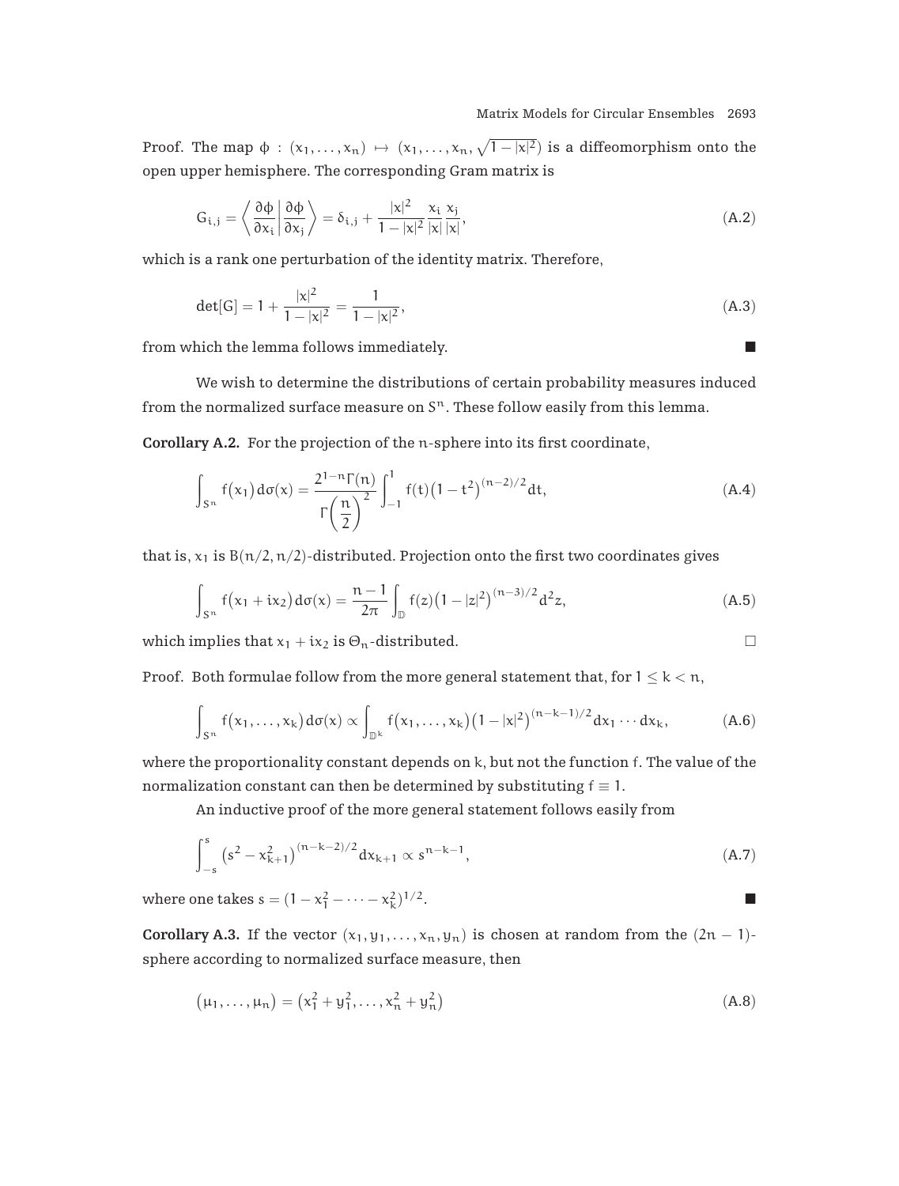Proof. The map $\phi : (x_1, \ldots, x_n) \mapsto (x_1, \ldots, x_n, \sqrt{1-|x|^2})$ is a diffeomorphism onto the open upper hemisphere. The corresponding Gram matrix is

$$G_{i,j} = \left\langle \frac{\partial \phi}{\partial x_i} \middle| \frac{\partial \phi}{\partial x_j} \right\rangle = \delta_{i,j} + \frac{|x|^2}{1-|x|^2} \frac{x_i}{|x|} \frac{x_j}{|x|}, \tag{A.2}$$

which is a rank one perturbation of the identity matrix. Therefore,

$$\det[G] = 1 + \frac{|x|^2}{1-|x|^2} = \frac{1}{1-|x|^2}, \tag{A.3}$$

from which the lemma follows immediately. ■

We wish to determine the distributions of certain probability measures induced from the normalized surface measure on $S^n$. These follow easily from this lemma.

**Corollary A.2.** For the projection of the $n$-sphere into its first coordinate,

$$\int_{S^n} f(x_1)\, d\sigma(x) = \frac{2^{1-n}\Gamma(n)}{\Gamma\left(\frac{n}{2}\right)^2} \int_{-1}^{1} f(t)\left(1-t^2\right)^{(n-2)/2} dt, \tag{A.4}$$

that is, $x_1$ is $B(n/2, n/2)$-distributed. Projection onto the first two coordinates gives

$$\int_{S^n} f(x_1 + ix_2)\, d\sigma(x) = \frac{n-1}{2\pi} \int_{\mathbb{D}} f(z)\left(1-|z|^2\right)^{(n-3)/2} d^2z, \tag{A.5}$$

which implies that $x_1 + ix_2$ is $\Theta_n$-distributed. □

Proof. Both formulae follow from the more general statement that, for $1 \leq k < n$,

$$\int_{S^n} f(x_1, \ldots, x_k)\, d\sigma(x) \propto \int_{\mathbb{D}^k} f(x_1, \ldots, x_k)\left(1-|x|^2\right)^{(n-k-1)/2} dx_1 \cdots dx_k, \tag{A.6}$$

where the proportionality constant depends on $k$, but not the function $f$. The value of the normalization constant can then be determined by substituting $f \equiv 1$.

An inductive proof of the more general statement follows easily from

$$\int_{-s}^{s} \left(s^2 - x_{k+1}^2\right)^{(n-k-2)/2} dx_{k+1} \propto s^{n-k-1}, \tag{A.7}$$

where one takes $s = (1 - x_1^2 - \cdots - x_k^2)^{1/2}$. ■

**Corollary A.3.** If the vector $(x_1, y_1, \ldots, x_n, y_n)$ is chosen at random from the $(2n-1)$-sphere according to normalized surface measure, then

$$(\mu_1, \ldots, \mu_n) = \left(x_1^2 + y_1^2, \ldots, x_n^2 + y_n^2\right) \tag{A.8}$$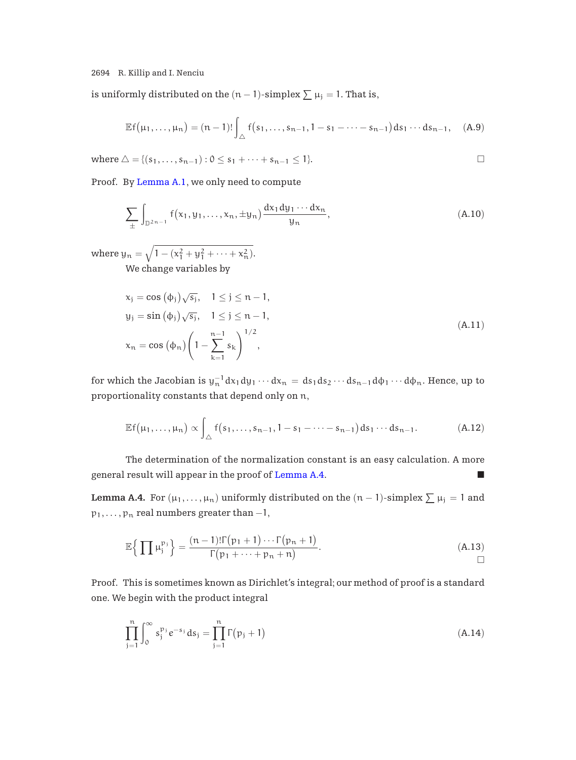is uniformly distributed on the $(n-1)$-simplex $\sum \mu_j = 1$. That is,

$$\mathbb{E}f(\mu_1, \dots, \mu_n) = (n-1)! \int_{\triangle} f(s_1, \dots, s_{n-1}, 1 - s_1 - \cdots - s_{n-1})\, ds_1 \cdots ds_{n-1}, \tag{A.9}$$

where $\triangle = \{(s_1, \dots, s_{n-1}) : 0 \le s_1 + \cdots + s_{n-1} \le 1\}$. □

Proof. By Lemma A.1, we only need to compute

$$\sum_{\pm} \int_{\mathbb{D}^{2n-1}} f(x_1, y_1, \dots, x_n, \pm y_n) \frac{dx_1\, dy_1 \cdots dx_n}{y_n}, \tag{A.10}$$

where $y_n = \sqrt{1 - (x_1^2 + y_1^2 + \cdots + x_n^2)}$.

We change variables by

$$\begin{aligned} x_j &= \cos(\phi_j)\sqrt{s_j}, \quad 1 \le j \le n-1, \\ y_j &= \sin(\phi_j)\sqrt{s_j}, \quad 1 \le j \le n-1, \\ x_n &= \cos(\phi_n)\left(1 - \sum_{k=1}^{n-1} s_k\right)^{1/2}, \end{aligned} \tag{A.11}$$

for which the Jacobian is $y_n^{-1} dx_1\, dy_1 \cdots dx_n = ds_1\, ds_2 \cdots ds_{n-1}\, d\phi_1 \cdots d\phi_n$. Hence, up to proportionality constants that depend only on $n$,

$$\mathbb{E}f(\mu_1, \dots, \mu_n) \propto \int_{\triangle} f(s_1, \dots, s_{n-1}, 1 - s_1 - \cdots - s_{n-1})\, ds_1 \cdots ds_{n-1}. \tag{A.12}$$

The determination of the normalization constant is an easy calculation. A more general result will appear in the proof of Lemma A.4. ■

**Lemma A.4.** For $(\mu_1, \dots, \mu_n)$ uniformly distributed on the $(n-1)$-simplex $\sum \mu_j = 1$ and $p_1, \dots, p_n$ real numbers greater than $-1$,

$$\mathbb{E}\Big\{\prod \mu_j^{p_j}\Big\} = \frac{(n-1)!\,\Gamma(p_1+1)\cdots\Gamma(p_n+1)}{\Gamma(p_1 + \cdots + p_n + n)}. \tag{A.13}$$

□

Proof. This is sometimes known as Dirichlet's integral; our method of proof is a standard one. We begin with the product integral

$$\prod_{j=1}^{n} \int_0^\infty s_j^{p_j} e^{-s_j}\, ds_j = \prod_{j=1}^{n} \Gamma(p_j + 1) \tag{A.14}$$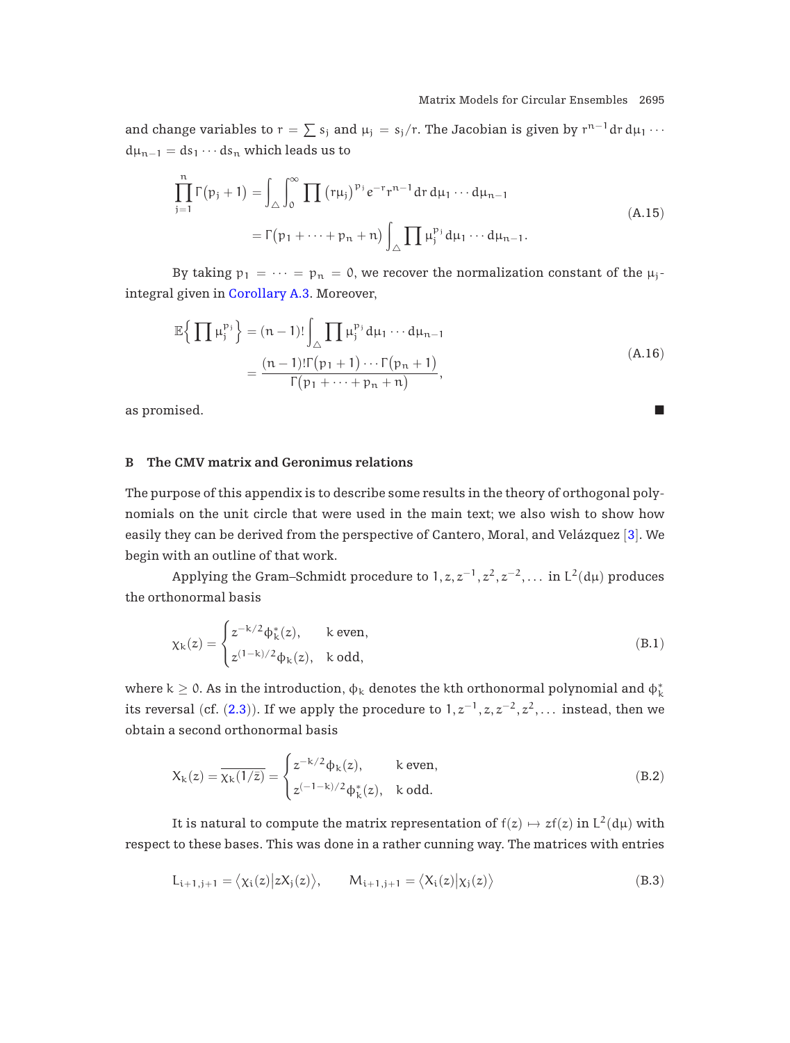and change variables to $r = \sum s_j$ and $\mu_j = s_j/r$. The Jacobian is given by $r^{n-1}\,dr\,d\mu_1 \cdots d\mu_{n-1} = ds_1 \cdots ds_n$ which leads us to

$$
\begin{aligned}
\prod_{j=1}^{n} \Gamma(p_j + 1) &= \int_{\triangle} \int_0^\infty \prod (r\mu_j)^{p_j} e^{-r} r^{n-1}\,dr\,d\mu_1 \cdots d\mu_{n-1} \\
&= \Gamma(p_1 + \cdots + p_n + n) \int_{\triangle} \prod \mu_j^{p_j}\,d\mu_1 \cdots d\mu_{n-1}.
\end{aligned}
\tag{A.15}
$$

By taking $p_1 = \cdots = p_n = 0$, we recover the normalization constant of the $\mu_j$-integral given in Corollary A.3. Moreover,

$$
\begin{aligned}
\mathbb{E}\Big\{ \prod \mu_j^{p_j} \Big\} &= (n-1)! \int_{\triangle} \prod \mu_j^{p_j}\,d\mu_1 \cdots d\mu_{n-1} \\
&= \frac{(n-1)!\,\Gamma(p_1 + 1) \cdots \Gamma(p_n + 1)}{\Gamma(p_1 + \cdots + p_n + n)},
\end{aligned}
\tag{A.16}
$$

as promised. ∎

## B The CMV matrix and Geronimus relations

The purpose of this appendix is to describe some results in the theory of orthogonal polynomials on the unit circle that were used in the main text; we also wish to show how easily they can be derived from the perspective of Cantero, Moral, and Velázquez [3]. We begin with an outline of that work.

Applying the Gram–Schmidt procedure to $1, z, z^{-1}, z^2, z^{-2}, \ldots$ in $L^2(d\mu)$ produces the orthonormal basis

$$
\chi_k(z) = \begin{cases} z^{-k/2} \phi_k^*(z), & k \text{ even}, \\ z^{(1-k)/2} \phi_k(z), & k \text{ odd}, \end{cases}
\tag{B.1}
$$

where $k \geq 0$. As in the introduction, $\phi_k$ denotes the $k$th orthonormal polynomial and $\phi_k^*$ its reversal (cf. (2.3)). If we apply the procedure to $1, z^{-1}, z, z^{-2}, z^2, \ldots$ instead, then we obtain a second orthonormal basis

$$
X_k(z) = \overline{\chi_k(1/\bar{z})} = \begin{cases} z^{-k/2} \phi_k(z), & k \text{ even}, \\ z^{(-1-k)/2} \phi_k^*(z), & k \text{ odd}. \end{cases}
\tag{B.2}
$$

It is natural to compute the matrix representation of $f(z) \mapsto z f(z)$ in $L^2(d\mu)$ with respect to these bases. This was done in a rather cunning way. The matrices with entries

$$
L_{i+1,j+1} = \langle \chi_i(z) | z X_j(z) \rangle, \qquad M_{i+1,j+1} = \langle X_i(z) | \chi_j(z) \rangle
\tag{B.3}
$$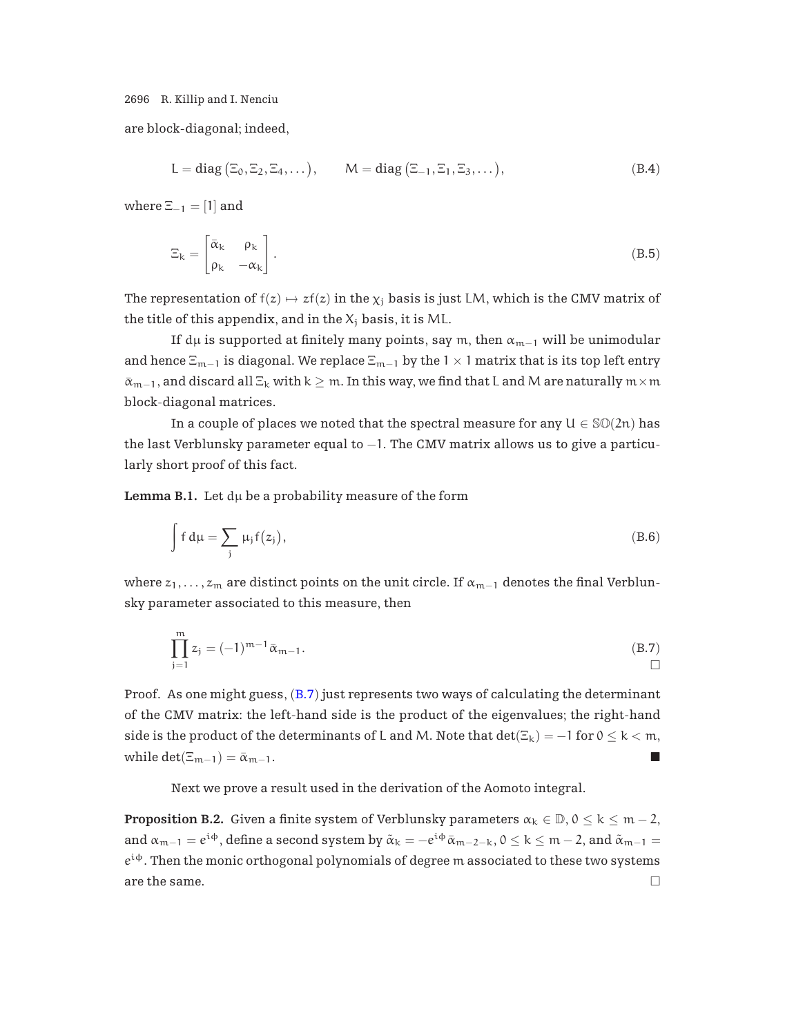are block-diagonal; indeed,

$$L = \operatorname{diag}\left(\Xi_0, \Xi_2, \Xi_4, \dots\right), \qquad M = \operatorname{diag}\left(\Xi_{-1}, \Xi_1, \Xi_3, \dots\right), \tag{B.4}$$

where $\Xi_{-1} = [1]$ and

$$\Xi_k = \begin{bmatrix} \bar{\alpha}_k & \rho_k \\ \rho_k & -\alpha_k \end{bmatrix}. \tag{B.5}$$

The representation of $f(z) \mapsto zf(z)$ in the $\chi_j$ basis is just $LM$, which is the CMV matrix of the title of this appendix, and in the $X_j$ basis, it is $ML$.

If $d\mu$ is supported at finitely many points, say $m$, then $\alpha_{m-1}$ will be unimodular and hence $\Xi_{m-1}$ is diagonal. We replace $\Xi_{m-1}$ by the $1 \times 1$ matrix that is its top left entry $\bar{\alpha}_{m-1}$, and discard all $\Xi_k$ with $k \geq m$. In this way, we find that $L$ and $M$ are naturally $m \times m$ block-diagonal matrices.

In a couple of places we noted that the spectral measure for any $U \in \mathbb{SO}(2n)$ has the last Verblunsky parameter equal to $-1$. The CMV matrix allows us to give a particularly short proof of this fact.

**Lemma B.1.** Let $d\mu$ be a probability measure of the form

$$\int f \, d\mu = \sum_j \mu_j f(z_j), \tag{B.6}$$

where $z_1, \dots, z_m$ are distinct points on the unit circle. If $\alpha_{m-1}$ denotes the final Verblunsky parameter associated to this measure, then

$$\prod_{j=1}^{m} z_j = (-1)^{m-1} \bar{\alpha}_{m-1}. \tag{B.7}$$

□

Proof. As one might guess, (B.7) just represents two ways of calculating the determinant of the CMV matrix: the left-hand side is the product of the eigenvalues; the right-hand side is the product of the determinants of $L$ and $M$. Note that $\det(\Xi_k) = -1$ for $0 \leq k < m$, while $\det(\Xi_{m-1}) = \bar{\alpha}_{m-1}$. ■

Next we prove a result used in the derivation of the Aomoto integral.

**Proposition B.2.** Given a finite system of Verblunsky parameters $\alpha_k \in \mathbb{D}$, $0 \leq k \leq m-2$, and $\alpha_{m-1} = e^{i\phi}$, define a second system by $\tilde{\alpha}_k = -e^{i\phi}\bar{\alpha}_{m-2-k}$, $0 \leq k \leq m-2$, and $\tilde{\alpha}_{m-1} = e^{i\phi}$. Then the monic orthogonal polynomials of degree $m$ associated to these two systems are the same. □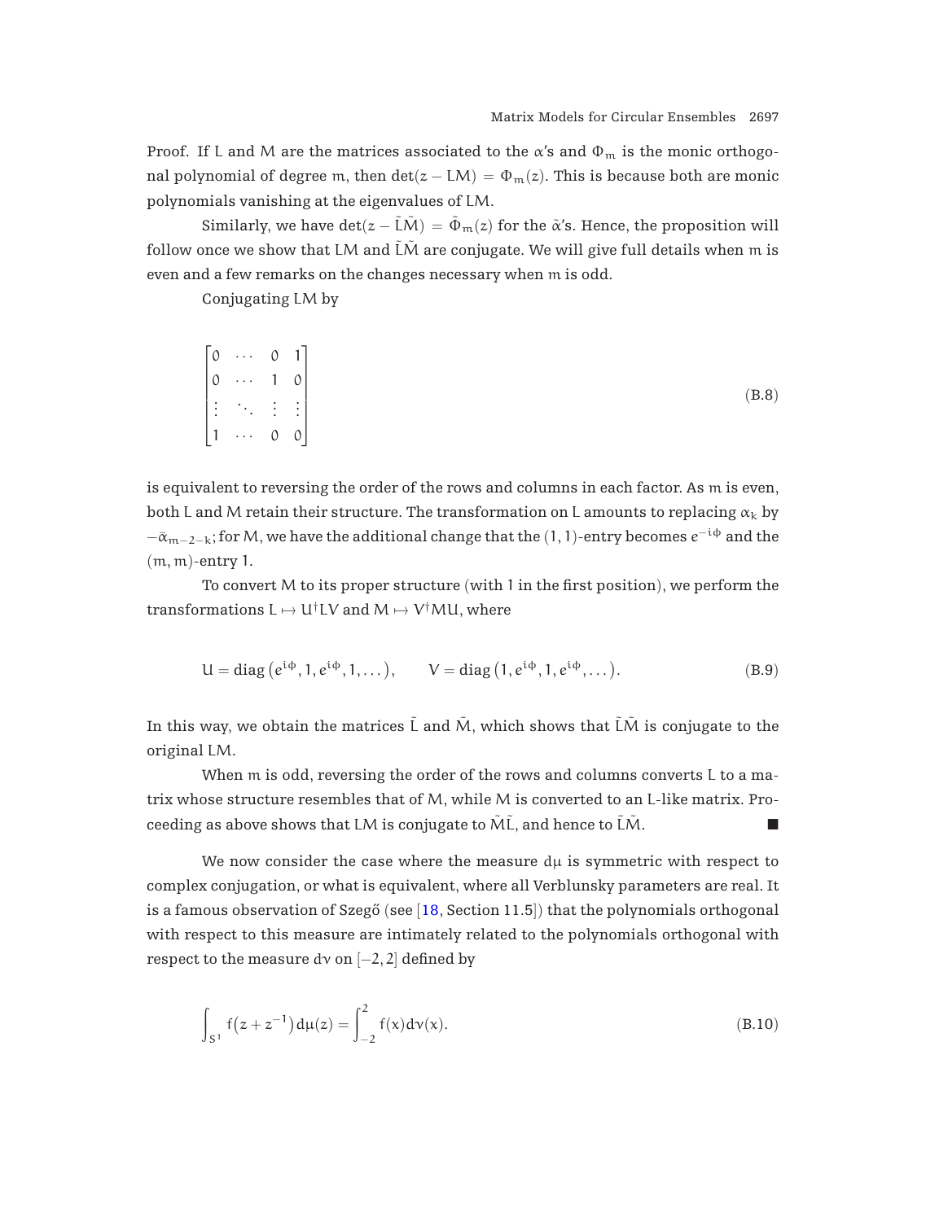*Proof.* If $L$ and $M$ are the matrices associated to the $\alpha$'s and $\Phi_m$ is the monic orthogonal polynomial of degree $m$, then $\det(z - LM) = \Phi_m(z)$. This is because both are monic polynomials vanishing at the eigenvalues of $LM$.

Similarly, we have $\det(z - \tilde{L}\tilde{M}) = \tilde{\Phi}_m(z)$ for the $\tilde{\alpha}$'s. Hence, the proposition will follow once we show that $LM$ and $\tilde{L}\tilde{M}$ are conjugate. We will give full details when $m$ is even and a few remarks on the changes necessary when $m$ is odd.

Conjugating $LM$ by

$$\begin{bmatrix} 0 & \cdots & 0 & 1 \\ 0 & \cdots & 1 & 0 \\ \vdots & \ddots & \vdots & \vdots \\ 1 & \cdots & 0 & 0 \end{bmatrix} \tag{B.8}$$

is equivalent to reversing the order of the rows and columns in each factor. As $m$ is even, both $L$ and $M$ retain their structure. The transformation on $L$ amounts to replacing $\alpha_k$ by $-\bar{\alpha}_{m-2-k}$; for $M$, we have the additional change that the $(1,1)$-entry becomes $e^{-i\phi}$ and the $(m,m)$-entry 1.

To convert $M$ to its proper structure (with 1 in the first position), we perform the transformations $L \mapsto U^\dagger L V$ and $M \mapsto V^\dagger M U$, where

$$U = \operatorname{diag}\left(e^{i\phi}, 1, e^{i\phi}, 1, \dots\right), \qquad V = \operatorname{diag}\left(1, e^{i\phi}, 1, e^{i\phi}, \dots\right). \tag{B.9}$$

In this way, we obtain the matrices $\tilde{L}$ and $\tilde{M}$, which shows that $\tilde{L}\tilde{M}$ is conjugate to the original $LM$.

When $m$ is odd, reversing the order of the rows and columns converts $L$ to a matrix whose structure resembles that of $M$, while $M$ is converted to an $L$-like matrix. Proceeding as above shows that $LM$ is conjugate to $\tilde{M}\tilde{L}$, and hence to $\tilde{L}\tilde{M}$. ∎

We now consider the case where the measure $d\mu$ is symmetric with respect to complex conjugation, or what is equivalent, where all Verblunsky parameters are real. It is a famous observation of Szegő (see [18, Section 11.5]) that the polynomials orthogonal with respect to this measure are intimately related to the polynomials orthogonal with respect to the measure $d\nu$ on $[-2, 2]$ defined by

$$\int_{S^1} f\big(z + z^{-1}\big)\, d\mu(z) = \int_{-2}^{2} f(x)\, d\nu(x). \tag{B.10}$$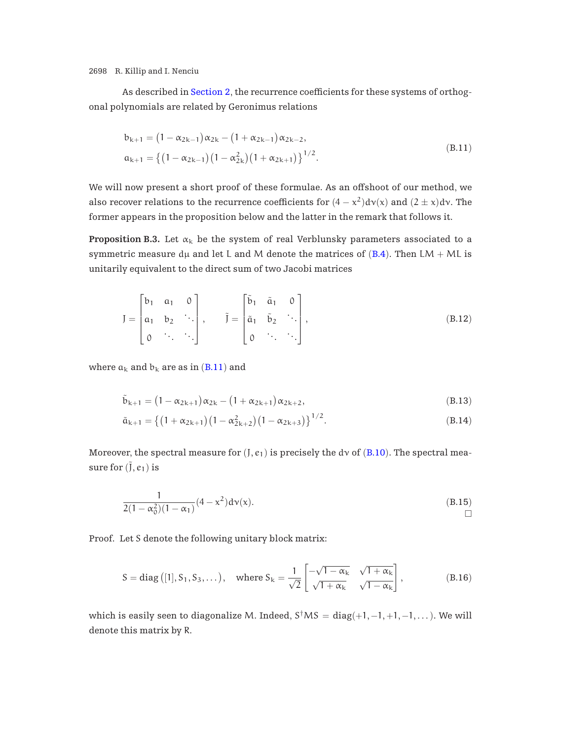As described in Section 2, the recurrence coefficients for these systems of orthogonal polynomials are related by Geronimus relations

$$
\begin{aligned}
b_{k+1} &= (1-\alpha_{2k-1})\alpha_{2k} - (1+\alpha_{2k-1})\alpha_{2k-2}, \\
a_{k+1} &= \left\{ (1-\alpha_{2k-1})(1-\alpha_{2k}^2)(1+\alpha_{2k+1}) \right\}^{1/2}.
\end{aligned}
\tag{B.11}
$$

We will now present a short proof of these formulae. As an offshoot of our method, we also recover relations to the recurrence coefficients for $(4-x^2)d\nu(x)$ and $(2 \pm x)d\nu$. The former appears in the proposition below and the latter in the remark that follows it.

**Proposition B.3.** Let $\alpha_k$ be the system of real Verblunsky parameters associated to a symmetric measure $d\mu$ and let $L$ and $M$ denote the matrices of (B.4). Then $LM + ML$ is unitarily equivalent to the direct sum of two Jacobi matrices

$$
J = \begin{bmatrix} b_1 & a_1 & 0 \\ a_1 & b_2 & \ddots \\ 0 & \ddots & \ddots \end{bmatrix}, \qquad \tilde{J} = \begin{bmatrix} \tilde{b}_1 & \tilde{a}_1 & 0 \\ \tilde{a}_1 & \tilde{b}_2 & \ddots \\ 0 & \ddots & \ddots \end{bmatrix},
\tag{B.12}
$$

where $a_k$ and $b_k$ are as in (B.11) and

$$
\tilde{b}_{k+1} = (1-\alpha_{2k+1})\alpha_{2k} - (1+\alpha_{2k+1})\alpha_{2k+2},
\tag{B.13}
$$

$$
\tilde{a}_{k+1} = \left\{ (1+\alpha_{2k+1})(1-\alpha_{2k+2}^2)(1-\alpha_{2k+3}) \right\}^{1/2}.
\tag{B.14}
$$

Moreover, the spectral measure for $(J, e_1)$ is precisely the $d\nu$ of (B.10). The spectral measure for $(\tilde{J}, e_1)$ is

$$
\frac{1}{2(1-\alpha_0^2)(1-\alpha_1)}(4-x^2)d\nu(x).
\tag{B.15}
$$

□

Proof. Let $S$ denote the following unitary block matrix:

$$
S = \operatorname{diag}\left([1], S_1, S_3, \dots\right), \quad \text{where } S_k = \frac{1}{\sqrt{2}} \begin{bmatrix} -\sqrt{1-\alpha_k} & \sqrt{1+\alpha_k} \\ \sqrt{1+\alpha_k} & \sqrt{1-\alpha_k} \end{bmatrix},
\tag{B.16}
$$

which is easily seen to diagonalize $M$. Indeed, $S^\dagger M S = \operatorname{diag}(+1, -1, +1, -1, \dots)$. We will denote this matrix by $R$.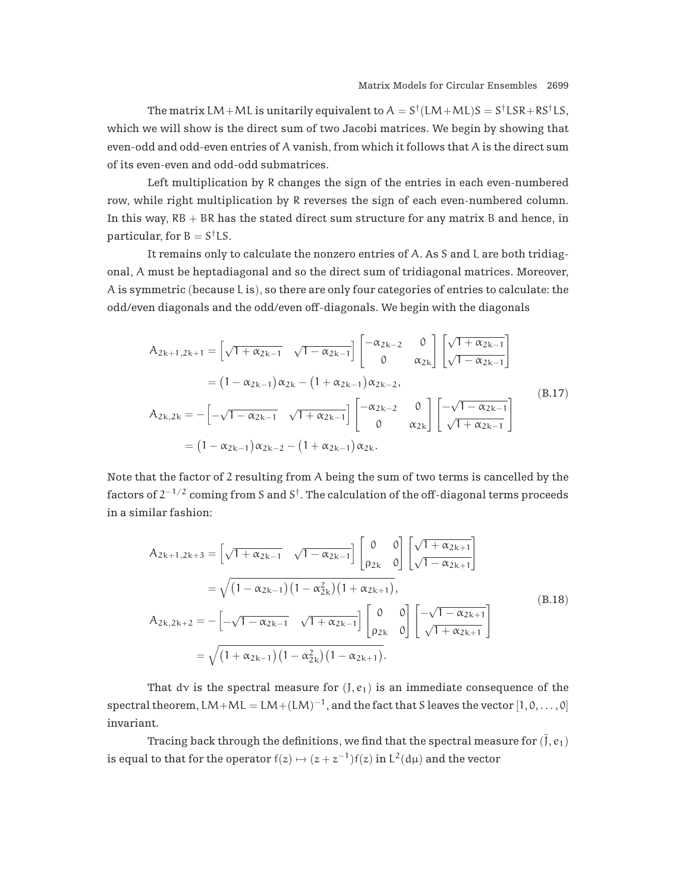The matrix $LM+ML$ is unitarily equivalent to $A = S^\dagger(LM+ML)S = S^\dagger LSR + RS^\dagger LS$, which we will show is the direct sum of two Jacobi matrices. We begin by showing that even-odd and odd-even entries of $A$ vanish, from which it follows that $A$ is the direct sum of its even-even and odd-odd submatrices.

Left multiplication by $R$ changes the sign of the entries in each even-numbered row, while right multiplication by $R$ reverses the sign of each even-numbered column. In this way, $RB + BR$ has the stated direct sum structure for any matrix $B$ and hence, in particular, for $B = S^\dagger LS$.

It remains only to calculate the nonzero entries of $A$. As $S$ and $L$ are both tridiagonal, $A$ must be heptadiagonal and so the direct sum of tridiagonal matrices. Moreover, $A$ is symmetric (because $L$ is), so there are only four categories of entries to calculate: the odd/even diagonals and the odd/even off-diagonals. We begin with the diagonals

$$
\begin{aligned}
A_{2k+1,2k+1} &= \begin{bmatrix} \sqrt{1+\alpha_{2k-1}} & \sqrt{1-\alpha_{2k-1}} \end{bmatrix} \begin{bmatrix} -\alpha_{2k-2} & 0 \\ 0 & \alpha_{2k} \end{bmatrix} \begin{bmatrix} \sqrt{1+\alpha_{2k-1}} \\ \sqrt{1-\alpha_{2k-1}} \end{bmatrix} \\
&= (1-\alpha_{2k-1})\alpha_{2k} - (1+\alpha_{2k-1})\alpha_{2k-2}, \\
A_{2k,2k} &= -\begin{bmatrix} -\sqrt{1-\alpha_{2k-1}} & \sqrt{1+\alpha_{2k-1}} \end{bmatrix} \begin{bmatrix} -\alpha_{2k-2} & 0 \\ 0 & \alpha_{2k} \end{bmatrix} \begin{bmatrix} -\sqrt{1-\alpha_{2k-1}} \\ \sqrt{1+\alpha_{2k-1}} \end{bmatrix} \\
&= (1-\alpha_{2k-1})\alpha_{2k-2} - (1+\alpha_{2k-1})\alpha_{2k}.
\end{aligned}
\tag{B.17}
$$

Note that the factor of 2 resulting from $A$ being the sum of two terms is cancelled by the factors of $2^{-1/2}$ coming from $S$ and $S^\dagger$. The calculation of the off-diagonal terms proceeds in a similar fashion:

$$
\begin{aligned}
A_{2k+1,2k+3} &= \begin{bmatrix} \sqrt{1+\alpha_{2k-1}} & \sqrt{1-\alpha_{2k-1}} \end{bmatrix} \begin{bmatrix} 0 & 0 \\ \rho_{2k} & 0 \end{bmatrix} \begin{bmatrix} \sqrt{1+\alpha_{2k+1}} \\ \sqrt{1-\alpha_{2k+1}} \end{bmatrix} \\
&= \sqrt{(1-\alpha_{2k-1})(1-\alpha_{2k}^2)(1+\alpha_{2k+1})}, \\
A_{2k,2k+2} &= -\begin{bmatrix} -\sqrt{1-\alpha_{2k-1}} & \sqrt{1+\alpha_{2k-1}} \end{bmatrix} \begin{bmatrix} 0 & 0 \\ \rho_{2k} & 0 \end{bmatrix} \begin{bmatrix} -\sqrt{1-\alpha_{2k+1}} \\ \sqrt{1+\alpha_{2k+1}} \end{bmatrix} \\
&= \sqrt{(1+\alpha_{2k-1})(1-\alpha_{2k}^2)(1-\alpha_{2k+1})}.
\end{aligned}
\tag{B.18}
$$

That $d\nu$ is the spectral measure for $(J, e_1)$ is an immediate consequence of the spectral theorem, $LM+ML = LM+(LM)^{-1}$, and the fact that $S$ leaves the vector $[1, 0, \ldots, 0]$ invariant.

Tracing back through the definitions, we find that the spectral measure for $(\tilde{J}, e_1)$ is equal to that for the operator $f(z) \mapsto (z+z^{-1})f(z)$ in $L^2(d\mu)$ and the vector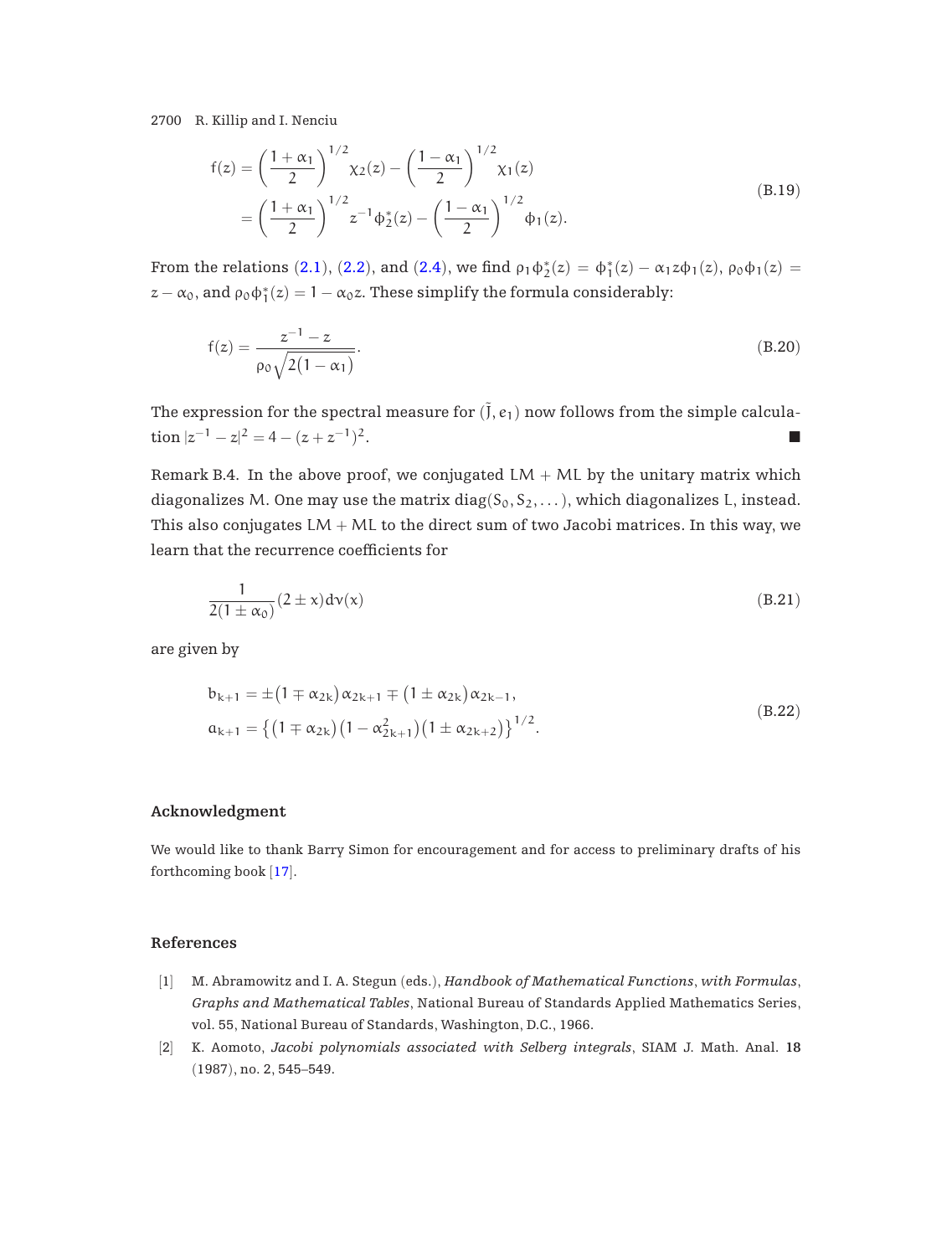$$
\begin{aligned}
f(z) &= \left(\frac{1+\alpha_1}{2}\right)^{1/2} \chi_2(z) - \left(\frac{1-\alpha_1}{2}\right)^{1/2} \chi_1(z) \\
&= \left(\frac{1+\alpha_1}{2}\right)^{1/2} z^{-1}\phi_2^*(z) - \left(\frac{1-\alpha_1}{2}\right)^{1/2} \phi_1(z).
\end{aligned}
\tag{B.19}
$$

From the relations (2.1), (2.2), and (2.4), we find $\rho_1\phi_2^*(z) = \phi_1^*(z) - \alpha_1 z\phi_1(z)$, $\rho_0\phi_1(z) = z - \alpha_0$, and $\rho_0\phi_1^*(z) = 1 - \alpha_0 z$. These simplify the formula considerably:

$$
f(z) = \frac{z^{-1} - z}{\rho_0\sqrt{2(1-\alpha_1)}}.
\tag{B.20}
$$

The expression for the spectral measure for $(\tilde{J}, e_1)$ now follows from the simple calculation $|z^{-1} - z|^2 = 4 - (z + z^{-1})^2$. ■

Remark B.4. In the above proof, we conjugated $\mathcal{LM} + \mathcal{ML}$ by the unitary matrix which diagonalizes $\mathcal{M}$. One may use the matrix $\operatorname{diag}(S_0, S_2, \dots)$, which diagonalizes $\mathcal{L}$, instead. This also conjugates $\mathcal{LM} + \mathcal{ML}$ to the direct sum of two Jacobi matrices. In this way, we learn that the recurrence coefficients for

$$
\frac{1}{2(1 \pm \alpha_0)}(2 \pm x)\,d\nu(x)
\tag{B.21}
$$

are given by

$$
\begin{aligned}
b_{k+1} &= \pm(1 \mp \alpha_{2k})\alpha_{2k+1} \mp (1 \pm \alpha_{2k})\alpha_{2k-1}, \\
a_{k+1} &= \left\{(1 \mp \alpha_{2k})(1 - \alpha_{2k+1}^2)(1 \pm \alpha_{2k+2})\right\}^{1/2}.
\end{aligned}
\tag{B.22}
$$

## Acknowledgment

We would like to thank Barry Simon for encouragement and for access to preliminary drafts of his forthcoming book [17].

## References

[1] M. Abramowitz and I. A. Stegun (eds.), *Handbook of Mathematical Functions*, *with Formulas*, *Graphs and Mathematical Tables*, National Bureau of Standards Applied Mathematics Series, vol. 55, National Bureau of Standards, Washington, D.C., 1966.

[2] K. Aomoto, *Jacobi polynomials associated with Selberg integrals*, SIAM J. Math. Anal. **18** (1987), no. 2, 545–549.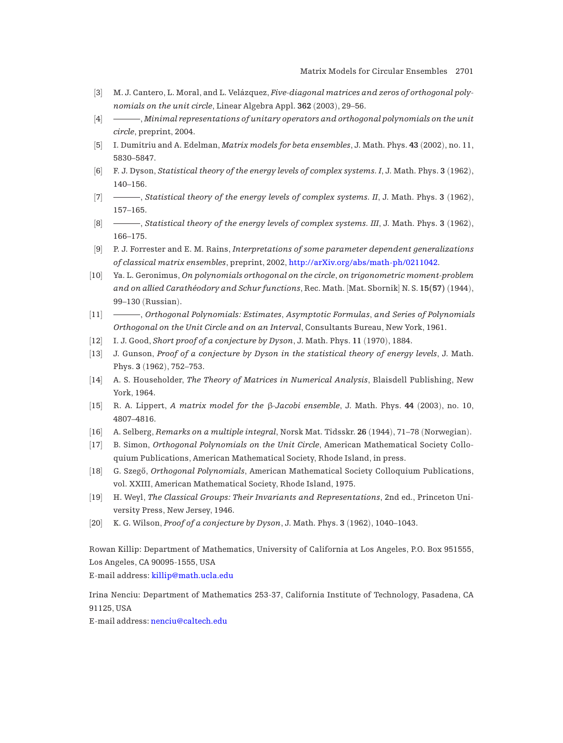[3] M. J. Cantero, L. Moral, and L. Velázquez, *Five-diagonal matrices and zeros of orthogonal polynomials on the unit circle*, Linear Algebra Appl. **362** (2003), 29–56.

[4] ———, *Minimal representations of unitary operators and orthogonal polynomials on the unit circle*, preprint, 2004.

[5] I. Dumitriu and A. Edelman, *Matrix models for beta ensembles*, J. Math. Phys. **43** (2002), no. 11, 5830–5847.

[6] F. J. Dyson, *Statistical theory of the energy levels of complex systems. I*, J. Math. Phys. **3** (1962), 140–156.

[7] ———, *Statistical theory of the energy levels of complex systems. II*, J. Math. Phys. **3** (1962), 157–165.

[8] ———, *Statistical theory of the energy levels of complex systems. III*, J. Math. Phys. **3** (1962), 166–175.

[9] P. J. Forrester and E. M. Rains, *Interpretations of some parameter dependent generalizations of classical matrix ensembles*, preprint, 2002, http://arXiv.org/abs/math-ph/0211042.

[10] Ya. L. Geronimus, *On polynomials orthogonal on the circle, on trigonometric moment-problem and on allied Carathéodory and Schur functions*, Rec. Math. [Mat. Sbornik] N. S. **15(57)** (1944), 99–130 (Russian).

[11] ———, *Orthogonal Polynomials: Estimates, Asymptotic Formulas, and Series of Polynomials Orthogonal on the Unit Circle and on an Interval*, Consultants Bureau, New York, 1961.

[12] I. J. Good, *Short proof of a conjecture by Dyson*, J. Math. Phys. **11** (1970), 1884.

[13] J. Gunson, *Proof of a conjecture by Dyson in the statistical theory of energy levels*, J. Math. Phys. **3** (1962), 752–753.

[14] A. S. Householder, *The Theory of Matrices in Numerical Analysis*, Blaisdell Publishing, New York, 1964.

[15] R. A. Lippert, *A matrix model for the $\beta$-Jacobi ensemble*, J. Math. Phys. **44** (2003), no. 10, 4807–4816.

[16] A. Selberg, *Remarks on a multiple integral*, Norsk Mat. Tidsskr. **26** (1944), 71–78 (Norwegian).

[17] B. Simon, *Orthogonal Polynomials on the Unit Circle*, American Mathematical Society Colloquium Publications, American Mathematical Society, Rhode Island, in press.

[18] G. Szegő, *Orthogonal Polynomials*, American Mathematical Society Colloquium Publications, vol. XXIII, American Mathematical Society, Rhode Island, 1975.

[19] H. Weyl, *The Classical Groups: Their Invariants and Representations*, 2nd ed., Princeton University Press, New Jersey, 1946.

[20] K. G. Wilson, *Proof of a conjecture by Dyson*, J. Math. Phys. **3** (1962), 1040–1043.

Rowan Killip: Department of Mathematics, University of California at Los Angeles, P.O. Box 951555, Los Angeles, CA 90095-1555, USA
E-mail address: killip@math.ucla.edu

Irina Nenciu: Department of Mathematics 253-37, California Institute of Technology, Pasadena, CA 91125, USA
E-mail address: nenciu@caltech.edu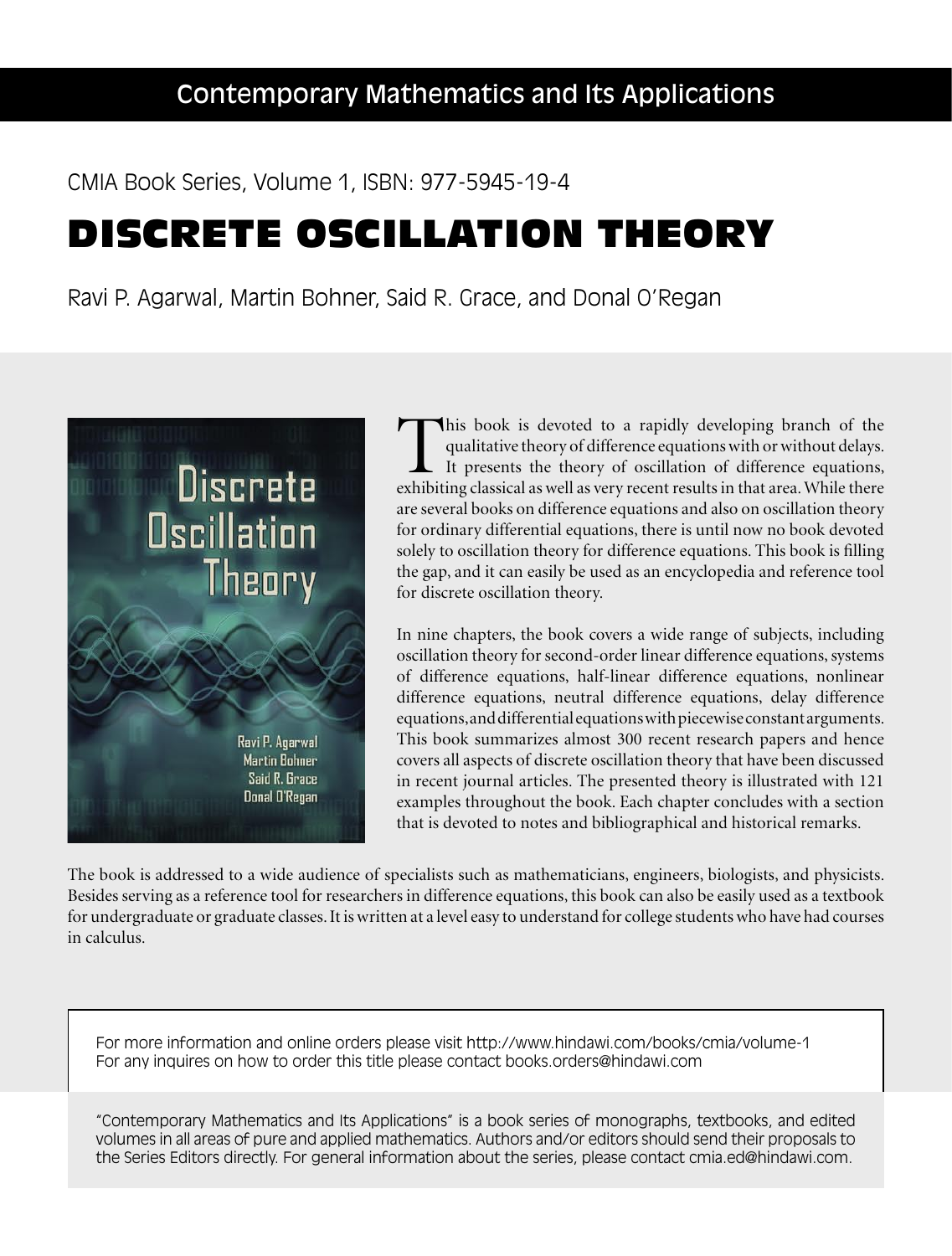## Contemporary Mathematics and Its Applications

CMIA Book Series, Volume 1, ISBN: 977-5945-19-4

# DISCRETE OSCILLATION THEORY

Ravi P. Agarwal, Martin Bohner, Said R. Grace, and Donal O'Regan

This book is devoted to a rapidly developing branch of the qualitative theory of difference equations with or without delays. It presents the theory of oscillation of difference equations, exhibiting classical as well as very recent results in that area. While there are several books on difference equations and also on oscillation theory for ordinary differential equations, there is until now no book devoted solely to oscillation theory for difference equations. This book is filling the gap, and it can easily be used as an encyclopedia and reference tool for discrete oscillation theory.

In nine chapters, the book covers a wide range of subjects, including oscillation theory for second-order linear difference equations, systems of difference equations, half-linear difference equations, nonlinear difference equations, neutral difference equations, delay difference equations, and differential equations with piecewise constant arguments. This book summarizes almost 300 recent research papers and hence covers all aspects of discrete oscillation theory that have been discussed in recent journal articles. The presented theory is illustrated with 121 examples throughout the book. Each chapter concludes with a section that is devoted to notes and bibliographical and historical remarks.

The book is addressed to a wide audience of specialists such as mathematicians, engineers, biologists, and physicists. Besides serving as a reference tool for researchers in difference equations, this book can also be easily used as a textbook for undergraduate or graduate classes. It is written at a level easy to understand for college students who have had courses in calculus.

For more information and online orders please visit http://www.hindawi.com/books/cmia/volume-1
For any inquires on how to order this title please contact books.orders@hindawi.com

"Contemporary Mathematics and Its Applications" is a book series of monographs, textbooks, and edited volumes in all areas of pure and applied mathematics. Authors and/or editors should send their proposals to the Series Editors directly. For general information about the series, please contact cmia.ed@hindawi.com.